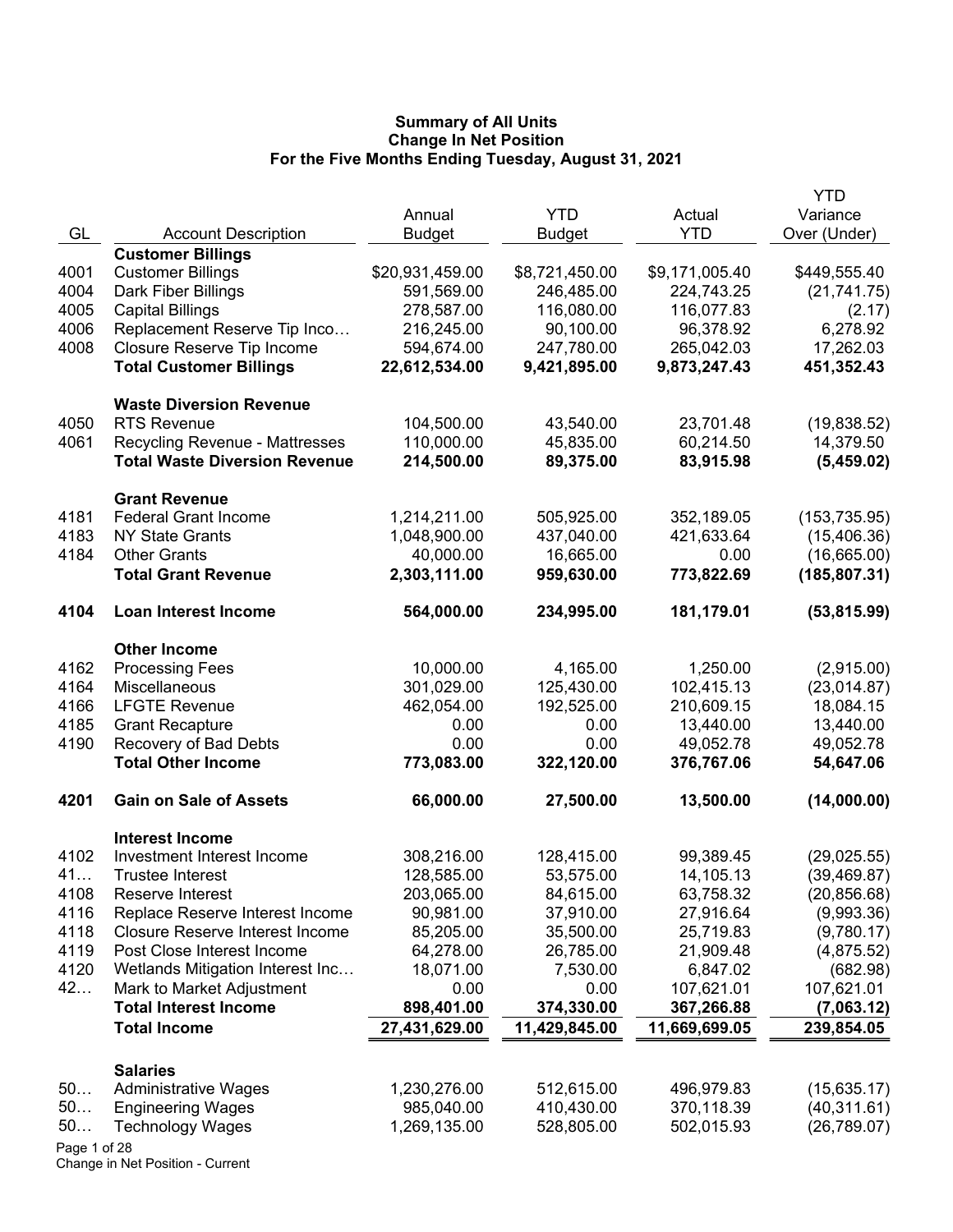**Summary of All Units**
**Change In Net Position**
**For the Five Months Ending Tuesday, August 31, 2021**

| GL | Account Description | Annual Budget | YTD Budget | Actual YTD | YTD Variance Over (Under) |
|---|---|---|---|---|---|
| | **Customer Billings** | | | | |
| 4001 | Customer Billings | $20,931,459.00 | $8,721,450.00 | $9,171,005.40 | $449,555.40 |
| 4004 | Dark Fiber Billings | 591,569.00 | 246,485.00 | 224,743.25 | (21,741.75) |
| 4005 | Capital Billings | 278,587.00 | 116,080.00 | 116,077.83 | (2.17) |
| 4006 | Replacement Reserve Tip Inco… | 216,245.00 | 90,100.00 | 96,378.92 | 6,278.92 |
| 4008 | Closure Reserve Tip Income | 594,674.00 | 247,780.00 | 265,042.03 | 17,262.03 |
| | **Total Customer Billings** | **22,612,534.00** | **9,421,895.00** | **9,873,247.43** | **451,352.43** |
| | **Waste Diversion Revenue** | | | | |
| 4050 | RTS Revenue | 104,500.00 | 43,540.00 | 23,701.48 | (19,838.52) |
| 4061 | Recycling Revenue - Mattresses | 110,000.00 | 45,835.00 | 60,214.50 | 14,379.50 |
| | **Total Waste Diversion Revenue** | **214,500.00** | **89,375.00** | **83,915.98** | **(5,459.02)** |
| | **Grant Revenue** | | | | |
| 4181 | Federal Grant Income | 1,214,211.00 | 505,925.00 | 352,189.05 | (153,735.95) |
| 4183 | NY State Grants | 1,048,900.00 | 437,040.00 | 421,633.64 | (15,406.36) |
| 4184 | Other Grants | 40,000.00 | 16,665.00 | 0.00 | (16,665.00) |
| | **Total Grant Revenue** | **2,303,111.00** | **959,630.00** | **773,822.69** | **(185,807.31)** |
| **4104** | **Loan Interest Income** | **564,000.00** | **234,995.00** | **181,179.01** | **(53,815.99)** |
| | **Other Income** | | | | |
| 4162 | Processing Fees | 10,000.00 | 4,165.00 | 1,250.00 | (2,915.00) |
| 4164 | Miscellaneous | 301,029.00 | 125,430.00 | 102,415.13 | (23,014.87) |
| 4166 | LFGTE Revenue | 462,054.00 | 192,525.00 | 210,609.15 | 18,084.15 |
| 4185 | Grant Recapture | 0.00 | 0.00 | 13,440.00 | 13,440.00 |
| 4190 | Recovery of Bad Debts | 0.00 | 0.00 | 49,052.78 | 49,052.78 |
| | **Total Other Income** | **773,083.00** | **322,120.00** | **376,767.06** | **54,647.06** |
| **4201** | **Gain on Sale of Assets** | **66,000.00** | **27,500.00** | **13,500.00** | **(14,000.00)** |
| | **Interest Income** | | | | |
| 4102 | Investment Interest Income | 308,216.00 | 128,415.00 | 99,389.45 | (29,025.55) |
| 41… | Trustee Interest | 128,585.00 | 53,575.00 | 14,105.13 | (39,469.87) |
| 4108 | Reserve Interest | 203,065.00 | 84,615.00 | 63,758.32 | (20,856.68) |
| 4116 | Replace Reserve Interest Income | 90,981.00 | 37,910.00 | 27,916.64 | (9,993.36) |
| 4118 | Closure Reserve Interest Income | 85,205.00 | 35,500.00 | 25,719.83 | (9,780.17) |
| 4119 | Post Close Interest Income | 64,278.00 | 26,785.00 | 21,909.48 | (4,875.52) |
| 4120 | Wetlands Mitigation Interest Inc… | 18,071.00 | 7,530.00 | 6,847.02 | (682.98) |
| 42… | Mark to Market Adjustment | 0.00 | 0.00 | 107,621.01 | 107,621.01 |
| | **Total Interest Income** | **898,401.00** | **374,330.00** | **367,266.88** | **(7,063.12)** |
| | **Total Income** | **27,431,629.00** | **11,429,845.00** | **11,669,699.05** | **239,854.05** |
| | **Salaries** | | | | |
| 50… | Administrative Wages | 1,230,276.00 | 512,615.00 | 496,979.83 | (15,635.17) |
| 50… | Engineering Wages | 985,040.00 | 410,430.00 | 370,118.39 | (40,311.61) |
| 50… | Technology Wages | 1,269,135.00 | 528,805.00 | 502,015.93 | (26,789.07) |

Change in Net Position - Current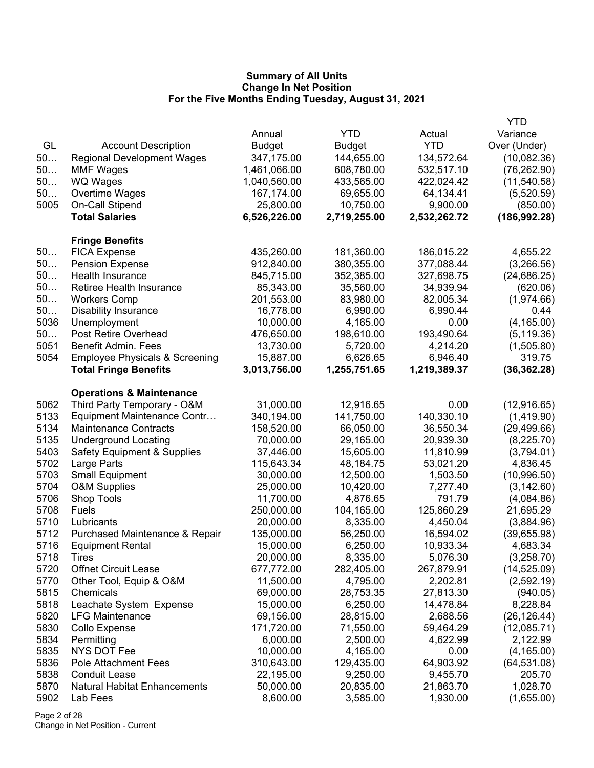**Summary of All Units**
**Change In Net Position**
**For the Five Months Ending Tuesday, August 31, 2021**

| GL | Account Description | Annual Budget | YTD Budget | Actual YTD | YTD Variance Over (Under) |
|---|---|---|---|---|---|
| 50… | Regional Development Wages | 347,175.00 | 144,655.00 | 134,572.64 | (10,082.36) |
| 50… | MMF Wages | 1,461,066.00 | 608,780.00 | 532,517.10 | (76,262.90) |
| 50… | WQ Wages | 1,040,560.00 | 433,565.00 | 422,024.42 | (11,540.58) |
| 50… | Overtime Wages | 167,174.00 | 69,655.00 | 64,134.41 | (5,520.59) |
| 5005 | On-Call Stipend | 25,800.00 | 10,750.00 | 9,900.00 | (850.00) |
| | **Total Salaries** | **6,526,226.00** | **2,719,255.00** | **2,532,262.72** | **(186,992.28)** |
| | **Fringe Benefits** | | | | |
| 50… | FICA Expense | 435,260.00 | 181,360.00 | 186,015.22 | 4,655.22 |
| 50… | Pension Expense | 912,840.00 | 380,355.00 | 377,088.44 | (3,266.56) |
| 50… | Health Insurance | 845,715.00 | 352,385.00 | 327,698.75 | (24,686.25) |
| 50… | Retiree Health Insurance | 85,343.00 | 35,560.00 | 34,939.94 | (620.06) |
| 50… | Workers Comp | 201,553.00 | 83,980.00 | 82,005.34 | (1,974.66) |
| 50… | Disability Insurance | 16,778.00 | 6,990.00 | 6,990.44 | 0.44 |
| 5036 | Unemployment | 10,000.00 | 4,165.00 | 0.00 | (4,165.00) |
| 50… | Post Retire Overhead | 476,650.00 | 198,610.00 | 193,490.64 | (5,119.36) |
| 5051 | Benefit Admin. Fees | 13,730.00 | 5,720.00 | 4,214.20 | (1,505.80) |
| 5054 | Employee Physicals & Screening | 15,887.00 | 6,626.65 | 6,946.40 | 319.75 |
| | **Total Fringe Benefits** | **3,013,756.00** | **1,255,751.65** | **1,219,389.37** | **(36,362.28)** |
| | **Operations & Maintenance** | | | | |
| 5062 | Third Party Temporary - O&M | 31,000.00 | 12,916.65 | 0.00 | (12,916.65) |
| 5133 | Equipment Maintenance Contr… | 340,194.00 | 141,750.00 | 140,330.10 | (1,419.90) |
| 5134 | Maintenance Contracts | 158,520.00 | 66,050.00 | 36,550.34 | (29,499.66) |
| 5135 | Underground Locating | 70,000.00 | 29,165.00 | 20,939.30 | (8,225.70) |
| 5403 | Safety Equipment & Supplies | 37,446.00 | 15,605.00 | 11,810.99 | (3,794.01) |
| 5702 | Large Parts | 115,643.34 | 48,184.75 | 53,021.20 | 4,836.45 |
| 5703 | Small Equipment | 30,000.00 | 12,500.00 | 1,503.50 | (10,996.50) |
| 5704 | O&M Supplies | 25,000.00 | 10,420.00 | 7,277.40 | (3,142.60) |
| 5706 | Shop Tools | 11,700.00 | 4,876.65 | 791.79 | (4,084.86) |
| 5708 | Fuels | 250,000.00 | 104,165.00 | 125,860.29 | 21,695.29 |
| 5710 | Lubricants | 20,000.00 | 8,335.00 | 4,450.04 | (3,884.96) |
| 5712 | Purchased Maintenance & Repair | 135,000.00 | 56,250.00 | 16,594.02 | (39,655.98) |
| 5716 | Equipment Rental | 15,000.00 | 6,250.00 | 10,933.34 | 4,683.34 |
| 5718 | Tires | 20,000.00 | 8,335.00 | 5,076.30 | (3,258.70) |
| 5720 | Offnet Circuit Lease | 677,772.00 | 282,405.00 | 267,879.91 | (14,525.09) |
| 5770 | Other Tool, Equip & O&M | 11,500.00 | 4,795.00 | 2,202.81 | (2,592.19) |
| 5815 | Chemicals | 69,000.00 | 28,753.35 | 27,813.30 | (940.05) |
| 5818 | Leachate System Expense | 15,000.00 | 6,250.00 | 14,478.84 | 8,228.84 |
| 5820 | LFG Maintenance | 69,156.00 | 28,815.00 | 2,688.56 | (26,126.44) |
| 5830 | Collo Expense | 171,720.00 | 71,550.00 | 59,464.29 | (12,085.71) |
| 5834 | Permitting | 6,000.00 | 2,500.00 | 4,622.99 | 2,122.99 |
| 5835 | NYS DOT Fee | 10,000.00 | 4,165.00 | 0.00 | (4,165.00) |
| 5836 | Pole Attachment Fees | 310,643.00 | 129,435.00 | 64,903.92 | (64,531.08) |
| 5838 | Conduit Lease | 22,195.00 | 9,250.00 | 9,455.70 | 205.70 |
| 5870 | Natural Habitat Enhancements | 50,000.00 | 20,835.00 | 21,863.70 | 1,028.70 |
| 5902 | Lab Fees | 8,600.00 | 3,585.00 | 1,930.00 | (1,655.00) |

Change in Net Position - Current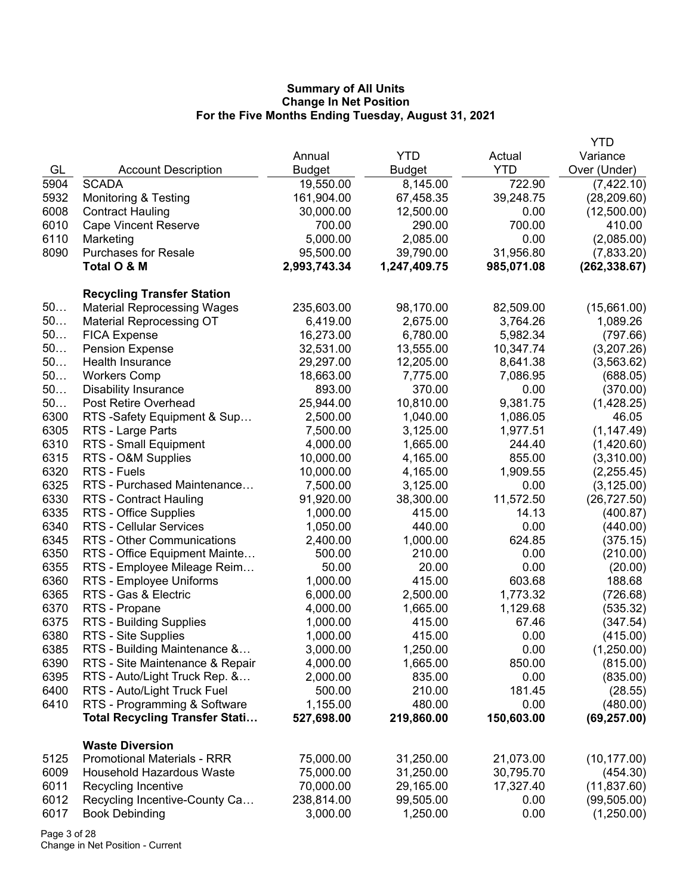**Summary of All Units**
**Change In Net Position**
**For the Five Months Ending Tuesday, August 31, 2021**

| GL | Account Description | Annual Budget | YTD Budget | Actual YTD | YTD Variance Over (Under) |
|---|---|---|---|---|---|
| 5904 | SCADA | 19,550.00 | 8,145.00 | 722.90 | (7,422.10) |
| 5932 | Monitoring & Testing | 161,904.00 | 67,458.35 | 39,248.75 | (28,209.60) |
| 6008 | Contract Hauling | 30,000.00 | 12,500.00 | 0.00 | (12,500.00) |
| 6010 | Cape Vincent Reserve | 700.00 | 290.00 | 700.00 | 410.00 |
| 6110 | Marketing | 5,000.00 | 2,085.00 | 0.00 | (2,085.00) |
| 8090 | Purchases for Resale | 95,500.00 | 39,790.00 | 31,956.80 | (7,833.20) |
| | **Total O & M** | **2,993,743.34** | **1,247,409.75** | **985,071.08** | **(262,338.67)** |
| | **Recycling Transfer Station** | | | | |
| 50… | Material Reprocessing Wages | 235,603.00 | 98,170.00 | 82,509.00 | (15,661.00) |
| 50… | Material Reprocessing OT | 6,419.00 | 2,675.00 | 3,764.26 | 1,089.26 |
| 50… | FICA Expense | 16,273.00 | 6,780.00 | 5,982.34 | (797.66) |
| 50… | Pension Expense | 32,531.00 | 13,555.00 | 10,347.74 | (3,207.26) |
| 50… | Health Insurance | 29,297.00 | 12,205.00 | 8,641.38 | (3,563.62) |
| 50… | Workers Comp | 18,663.00 | 7,775.00 | 7,086.95 | (688.05) |
| 50… | Disability Insurance | 893.00 | 370.00 | 0.00 | (370.00) |
| 50… | Post Retire Overhead | 25,944.00 | 10,810.00 | 9,381.75 | (1,428.25) |
| 6300 | RTS -Safety Equipment & Sup… | 2,500.00 | 1,040.00 | 1,086.05 | 46.05 |
| 6305 | RTS - Large Parts | 7,500.00 | 3,125.00 | 1,977.51 | (1,147.49) |
| 6310 | RTS - Small Equipment | 4,000.00 | 1,665.00 | 244.40 | (1,420.60) |
| 6315 | RTS - O&M Supplies | 10,000.00 | 4,165.00 | 855.00 | (3,310.00) |
| 6320 | RTS - Fuels | 10,000.00 | 4,165.00 | 1,909.55 | (2,255.45) |
| 6325 | RTS - Purchased Maintenance… | 7,500.00 | 3,125.00 | 0.00 | (3,125.00) |
| 6330 | RTS - Contract Hauling | 91,920.00 | 38,300.00 | 11,572.50 | (26,727.50) |
| 6335 | RTS - Office Supplies | 1,000.00 | 415.00 | 14.13 | (400.87) |
| 6340 | RTS - Cellular Services | 1,050.00 | 440.00 | 0.00 | (440.00) |
| 6345 | RTS - Other Communications | 2,400.00 | 1,000.00 | 624.85 | (375.15) |
| 6350 | RTS - Office Equipment Mainte… | 500.00 | 210.00 | 0.00 | (210.00) |
| 6355 | RTS - Employee Mileage Reim… | 50.00 | 20.00 | 0.00 | (20.00) |
| 6360 | RTS - Employee Uniforms | 1,000.00 | 415.00 | 603.68 | 188.68 |
| 6365 | RTS - Gas & Electric | 6,000.00 | 2,500.00 | 1,773.32 | (726.68) |
| 6370 | RTS - Propane | 4,000.00 | 1,665.00 | 1,129.68 | (535.32) |
| 6375 | RTS - Building Supplies | 1,000.00 | 415.00 | 67.46 | (347.54) |
| 6380 | RTS - Site Supplies | 1,000.00 | 415.00 | 0.00 | (415.00) |
| 6385 | RTS - Building Maintenance &… | 3,000.00 | 1,250.00 | 0.00 | (1,250.00) |
| 6390 | RTS - Site Maintenance & Repair | 4,000.00 | 1,665.00 | 850.00 | (815.00) |
| 6395 | RTS - Auto/Light Truck Rep. &… | 2,000.00 | 835.00 | 0.00 | (835.00) |
| 6400 | RTS - Auto/Light Truck Fuel | 500.00 | 210.00 | 181.45 | (28.55) |
| 6410 | RTS - Programming & Software | 1,155.00 | 480.00 | 0.00 | (480.00) |
| | **Total Recycling Transfer Stati…** | **527,698.00** | **219,860.00** | **150,603.00** | **(69,257.00)** |
| | **Waste Diversion** | | | | |
| 5125 | Promotional Materials - RRR | 75,000.00 | 31,250.00 | 21,073.00 | (10,177.00) |
| 6009 | Household Hazardous Waste | 75,000.00 | 31,250.00 | 30,795.70 | (454.30) |
| 6011 | Recycling Incentive | 70,000.00 | 29,165.00 | 17,327.40 | (11,837.60) |
| 6012 | Recycling Incentive-County Ca… | 238,814.00 | 99,505.00 | 0.00 | (99,505.00) |
| 6017 | Book Debinding | 3,000.00 | 1,250.00 | 0.00 | (1,250.00) |

Change in Net Position - Current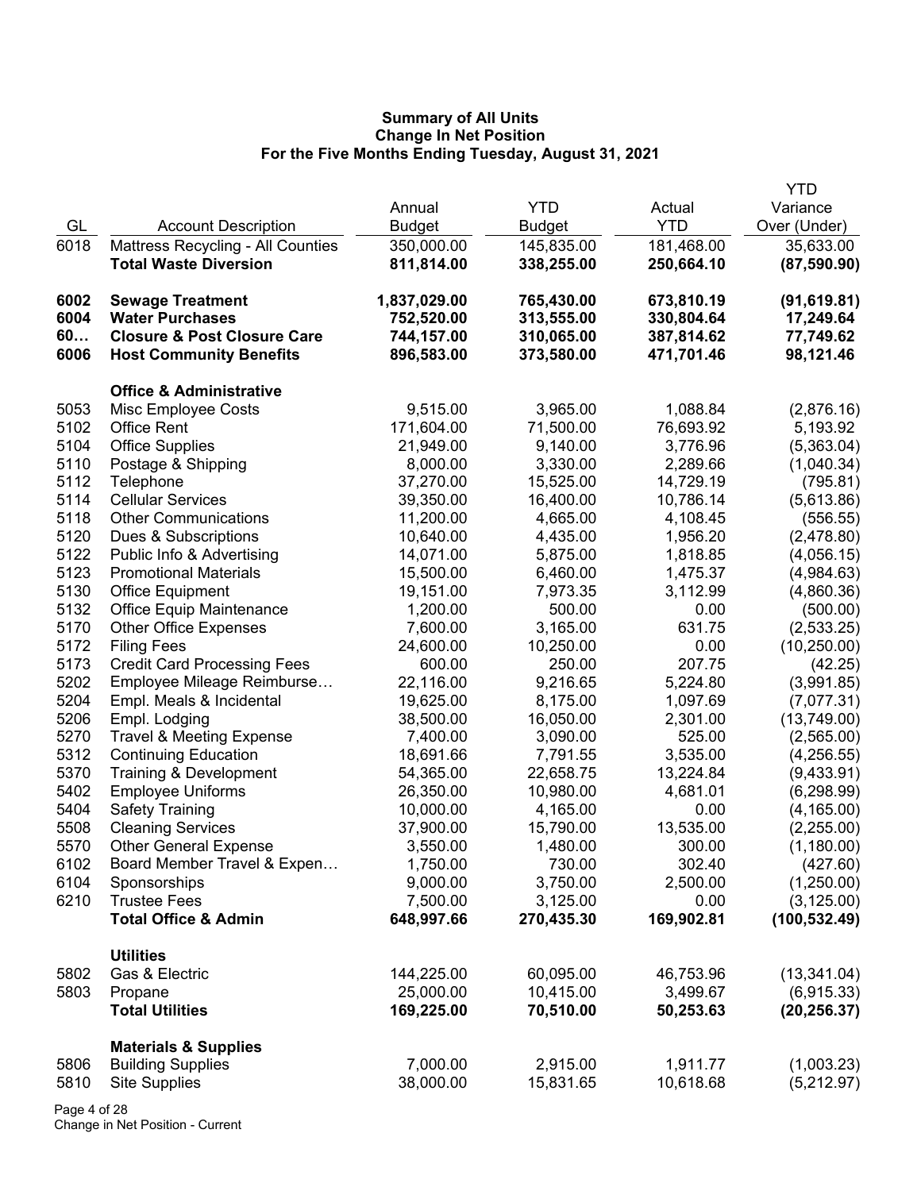**Summary of All Units**
**Change In Net Position**
**For the Five Months Ending Tuesday, August 31, 2021**

| GL | Account Description | Annual Budget | YTD Budget | Actual YTD | YTD Variance Over (Under) |
|---|---|---|---|---|---|
| 6018 | Mattress Recycling - All Counties | 350,000.00 | 145,835.00 | 181,468.00 | 35,633.00 |
| | **Total Waste Diversion** | **811,814.00** | **338,255.00** | **250,664.10** | **(87,590.90)** |
| | | | | | |
| **6002** | **Sewage Treatment** | **1,837,029.00** | **765,430.00** | **673,810.19** | **(91,619.81)** |
| **6004** | **Water Purchases** | **752,520.00** | **313,555.00** | **330,804.64** | **17,249.64** |
| **60…** | **Closure & Post Closure Care** | **744,157.00** | **310,065.00** | **387,814.62** | **77,749.62** |
| **6006** | **Host Community Benefits** | **896,583.00** | **373,580.00** | **471,701.46** | **98,121.46** |
| | | | | | |
| | **Office & Administrative** | | | | |
| 5053 | Misc Employee Costs | 9,515.00 | 3,965.00 | 1,088.84 | (2,876.16) |
| 5102 | Office Rent | 171,604.00 | 71,500.00 | 76,693.92 | 5,193.92 |
| 5104 | Office Supplies | 21,949.00 | 9,140.00 | 3,776.96 | (5,363.04) |
| 5110 | Postage & Shipping | 8,000.00 | 3,330.00 | 2,289.66 | (1,040.34) |
| 5112 | Telephone | 37,270.00 | 15,525.00 | 14,729.19 | (795.81) |
| 5114 | Cellular Services | 39,350.00 | 16,400.00 | 10,786.14 | (5,613.86) |
| 5118 | Other Communications | 11,200.00 | 4,665.00 | 4,108.45 | (556.55) |
| 5120 | Dues & Subscriptions | 10,640.00 | 4,435.00 | 1,956.20 | (2,478.80) |
| 5122 | Public Info & Advertising | 14,071.00 | 5,875.00 | 1,818.85 | (4,056.15) |
| 5123 | Promotional Materials | 15,500.00 | 6,460.00 | 1,475.37 | (4,984.63) |
| 5130 | Office Equipment | 19,151.00 | 7,973.35 | 3,112.99 | (4,860.36) |
| 5132 | Office Equip Maintenance | 1,200.00 | 500.00 | 0.00 | (500.00) |
| 5170 | Other Office Expenses | 7,600.00 | 3,165.00 | 631.75 | (2,533.25) |
| 5172 | Filing Fees | 24,600.00 | 10,250.00 | 0.00 | (10,250.00) |
| 5173 | Credit Card Processing Fees | 600.00 | 250.00 | 207.75 | (42.25) |
| 5202 | Employee Mileage Reimburse… | 22,116.00 | 9,216.65 | 5,224.80 | (3,991.85) |
| 5204 | Empl. Meals & Incidental | 19,625.00 | 8,175.00 | 1,097.69 | (7,077.31) |
| 5206 | Empl. Lodging | 38,500.00 | 16,050.00 | 2,301.00 | (13,749.00) |
| 5270 | Travel & Meeting Expense | 7,400.00 | 3,090.00 | 525.00 | (2,565.00) |
| 5312 | Continuing Education | 18,691.66 | 7,791.55 | 3,535.00 | (4,256.55) |
| 5370 | Training & Development | 54,365.00 | 22,658.75 | 13,224.84 | (9,433.91) |
| 5402 | Employee Uniforms | 26,350.00 | 10,980.00 | 4,681.01 | (6,298.99) |
| 5404 | Safety Training | 10,000.00 | 4,165.00 | 0.00 | (4,165.00) |
| 5508 | Cleaning Services | 37,900.00 | 15,790.00 | 13,535.00 | (2,255.00) |
| 5570 | Other General Expense | 3,550.00 | 1,480.00 | 300.00 | (1,180.00) |
| 6102 | Board Member Travel & Expen… | 1,750.00 | 730.00 | 302.40 | (427.60) |
| 6104 | Sponsorships | 9,000.00 | 3,750.00 | 2,500.00 | (1,250.00) |
| 6210 | Trustee Fees | 7,500.00 | 3,125.00 | 0.00 | (3,125.00) |
| | **Total Office & Admin** | **648,997.66** | **270,435.30** | **169,902.81** | **(100,532.49)** |
| | | | | | |
| | **Utilities** | | | | |
| 5802 | Gas & Electric | 144,225.00 | 60,095.00 | 46,753.96 | (13,341.04) |
| 5803 | Propane | 25,000.00 | 10,415.00 | 3,499.67 | (6,915.33) |
| | **Total Utilities** | **169,225.00** | **70,510.00** | **50,253.63** | **(20,256.37)** |
| | | | | | |
| | **Materials & Supplies** | | | | |
| 5806 | Building Supplies | 7,000.00 | 2,915.00 | 1,911.77 | (1,003.23) |
| 5810 | Site Supplies | 38,000.00 | 15,831.65 | 10,618.68 | (5,212.97) |

Change in Net Position - Current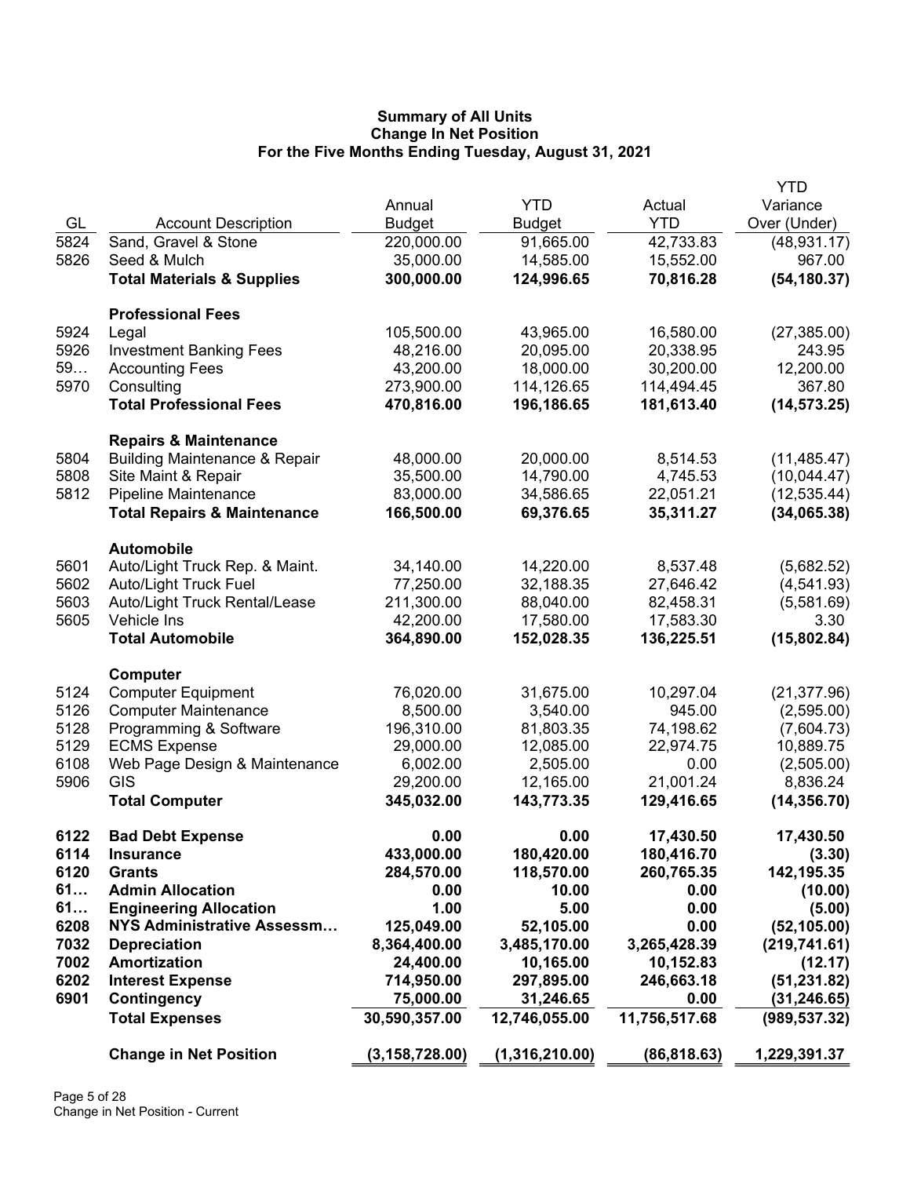# Summary of All Units
## Change In Net Position
### For the Five Months Ending Tuesday, August 31, 2021

| GL | Account Description | Annual Budget | YTD Budget | Actual YTD | YTD Variance Over (Under) |
|---|---|---|---|---|---|
| 5824 | Sand, Gravel & Stone | 220,000.00 | 91,665.00 | 42,733.83 | (48,931.17) |
| 5826 | Seed & Mulch | 35,000.00 | 14,585.00 | 15,552.00 | 967.00 |
| | **Total Materials & Supplies** | **300,000.00** | **124,996.65** | **70,816.28** | **(54,180.37)** |
| | **Professional Fees** | | | | |
| 5924 | Legal | 105,500.00 | 43,965.00 | 16,580.00 | (27,385.00) |
| 5926 | Investment Banking Fees | 48,216.00 | 20,095.00 | 20,338.95 | 243.95 |
| 59… | Accounting Fees | 43,200.00 | 18,000.00 | 30,200.00 | 12,200.00 |
| 5970 | Consulting | 273,900.00 | 114,126.65 | 114,494.45 | 367.80 |
| | **Total Professional Fees** | **470,816.00** | **196,186.65** | **181,613.40** | **(14,573.25)** |
| | **Repairs & Maintenance** | | | | |
| 5804 | Building Maintenance & Repair | 48,000.00 | 20,000.00 | 8,514.53 | (11,485.47) |
| 5808 | Site Maint & Repair | 35,500.00 | 14,790.00 | 4,745.53 | (10,044.47) |
| 5812 | Pipeline Maintenance | 83,000.00 | 34,586.65 | 22,051.21 | (12,535.44) |
| | **Total Repairs & Maintenance** | **166,500.00** | **69,376.65** | **35,311.27** | **(34,065.38)** |
| | **Automobile** | | | | |
| 5601 | Auto/Light Truck Rep. & Maint. | 34,140.00 | 14,220.00 | 8,537.48 | (5,682.52) |
| 5602 | Auto/Light Truck Fuel | 77,250.00 | 32,188.35 | 27,646.42 | (4,541.93) |
| 5603 | Auto/Light Truck Rental/Lease | 211,300.00 | 88,040.00 | 82,458.31 | (5,581.69) |
| 5605 | Vehicle Ins | 42,200.00 | 17,580.00 | 17,583.30 | 3.30 |
| | **Total Automobile** | **364,890.00** | **152,028.35** | **136,225.51** | **(15,802.84)** |
| | **Computer** | | | | |
| 5124 | Computer Equipment | 76,020.00 | 31,675.00 | 10,297.04 | (21,377.96) |
| 5126 | Computer Maintenance | 8,500.00 | 3,540.00 | 945.00 | (2,595.00) |
| 5128 | Programming & Software | 196,310.00 | 81,803.35 | 74,198.62 | (7,604.73) |
| 5129 | ECMS Expense | 29,000.00 | 12,085.00 | 22,974.75 | 10,889.75 |
| 6108 | Web Page Design & Maintenance | 6,002.00 | 2,505.00 | 0.00 | (2,505.00) |
| 5906 | GIS | 29,200.00 | 12,165.00 | 21,001.24 | 8,836.24 |
| | **Total Computer** | **345,032.00** | **143,773.35** | **129,416.65** | **(14,356.70)** |
| **6122** | **Bad Debt Expense** | **0.00** | **0.00** | **17,430.50** | **17,430.50** |
| **6114** | **Insurance** | **433,000.00** | **180,420.00** | **180,416.70** | **(3.30)** |
| **6120** | **Grants** | **284,570.00** | **118,570.00** | **260,765.35** | **142,195.35** |
| **61…** | **Admin Allocation** | **0.00** | **10.00** | **0.00** | **(10.00)** |
| **61…** | **Engineering Allocation** | **1.00** | **5.00** | **0.00** | **(5.00)** |
| **6208** | **NYS Administrative Assessm…** | **125,049.00** | **52,105.00** | **0.00** | **(52,105.00)** |
| **7032** | **Depreciation** | **8,364,400.00** | **3,485,170.00** | **3,265,428.39** | **(219,741.61)** |
| **7002** | **Amortization** | **24,400.00** | **10,165.00** | **10,152.83** | **(12.17)** |
| **6202** | **Interest Expense** | **714,950.00** | **297,895.00** | **246,663.18** | **(51,231.82)** |
| **6901** | **Contingency** | **75,000.00** | **31,246.65** | **0.00** | **(31,246.65)** |
| | **Total Expenses** | **30,590,357.00** | **12,746,055.00** | **11,756,517.68** | **(989,537.32)** |
| | **Change in Net Position** | **(3,158,728.00)** | **(1,316,210.00)** | **(86,818.63)** | **1,229,391.37** |

Change in Net Position - Current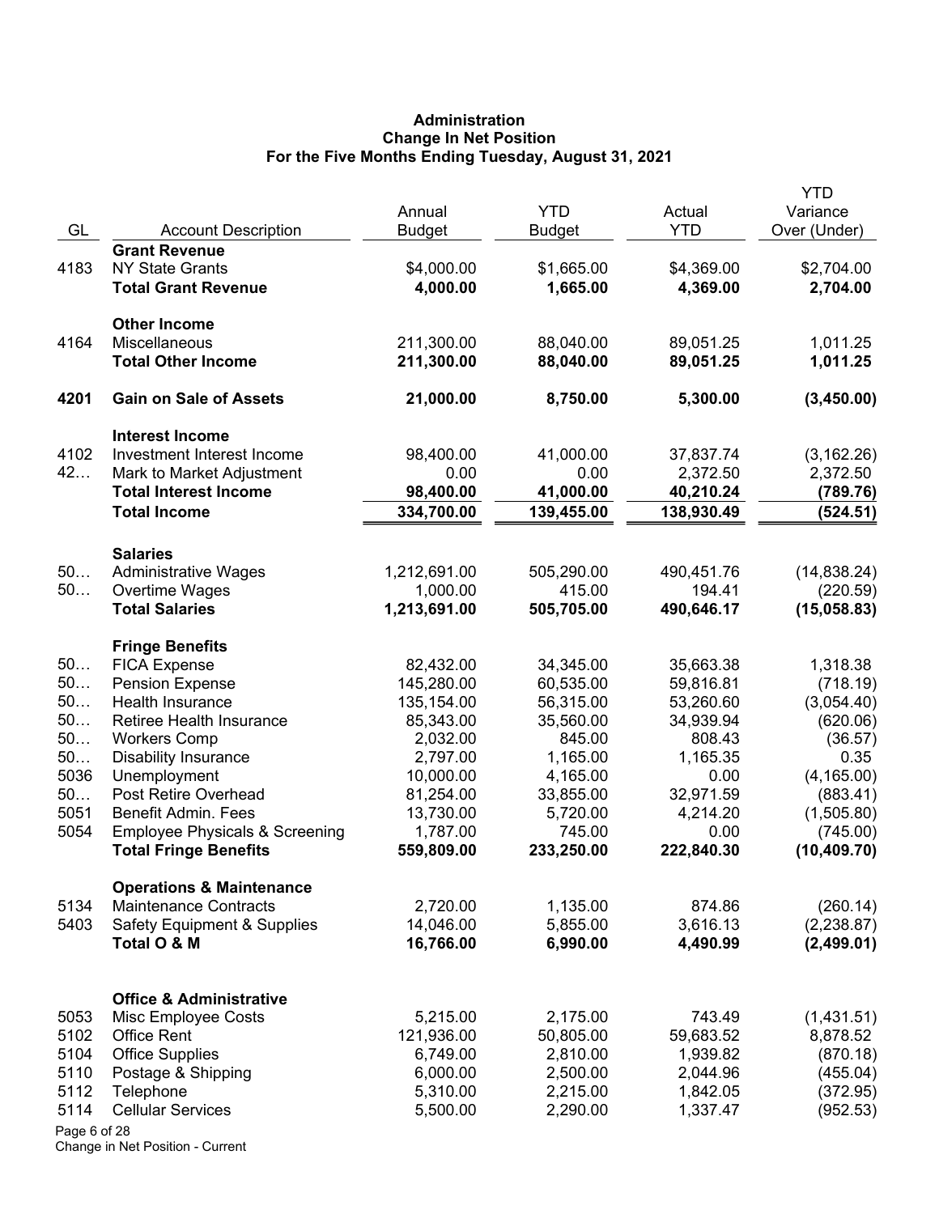**Administration**
**Change In Net Position**
**For the Five Months Ending Tuesday, August 31, 2021**

| GL | Account Description | Annual Budget | YTD Budget | Actual YTD | YTD Variance Over (Under) |
|---|---|---|---|---|---|
| | **Grant Revenue** | | | | |
| 4183 | NY State Grants | $4,000.00 | $1,665.00 | $4,369.00 | $2,704.00 |
| | **Total Grant Revenue** | **4,000.00** | **1,665.00** | **4,369.00** | **2,704.00** |
| | **Other Income** | | | | |
| 4164 | Miscellaneous | 211,300.00 | 88,040.00 | 89,051.25 | 1,011.25 |
| | **Total Other Income** | **211,300.00** | **88,040.00** | **89,051.25** | **1,011.25** |
| **4201** | **Gain on Sale of Assets** | **21,000.00** | **8,750.00** | **5,300.00** | **(3,450.00)** |
| | **Interest Income** | | | | |
| 4102 | Investment Interest Income | 98,400.00 | 41,000.00 | 37,837.74 | (3,162.26) |
| 42… | Mark to Market Adjustment | 0.00 | 0.00 | 2,372.50 | 2,372.50 |
| | **Total Interest Income** | **98,400.00** | **41,000.00** | **40,210.24** | **(789.76)** |
| | **Total Income** | **334,700.00** | **139,455.00** | **138,930.49** | **(524.51)** |
| | **Salaries** | | | | |
| 50… | Administrative Wages | 1,212,691.00 | 505,290.00 | 490,451.76 | (14,838.24) |
| 50… | Overtime Wages | 1,000.00 | 415.00 | 194.41 | (220.59) |
| | **Total Salaries** | **1,213,691.00** | **505,705.00** | **490,646.17** | **(15,058.83)** |
| | **Fringe Benefits** | | | | |
| 50… | FICA Expense | 82,432.00 | 34,345.00 | 35,663.38 | 1,318.38 |
| 50… | Pension Expense | 145,280.00 | 60,535.00 | 59,816.81 | (718.19) |
| 50… | Health Insurance | 135,154.00 | 56,315.00 | 53,260.60 | (3,054.40) |
| 50… | Retiree Health Insurance | 85,343.00 | 35,560.00 | 34,939.94 | (620.06) |
| 50… | Workers Comp | 2,032.00 | 845.00 | 808.43 | (36.57) |
| 50… | Disability Insurance | 2,797.00 | 1,165.00 | 1,165.35 | 0.35 |
| 5036 | Unemployment | 10,000.00 | 4,165.00 | 0.00 | (4,165.00) |
| 50… | Post Retire Overhead | 81,254.00 | 33,855.00 | 32,971.59 | (883.41) |
| 5051 | Benefit Admin. Fees | 13,730.00 | 5,720.00 | 4,214.20 | (1,505.80) |
| 5054 | Employee Physicals & Screening | 1,787.00 | 745.00 | 0.00 | (745.00) |
| | **Total Fringe Benefits** | **559,809.00** | **233,250.00** | **222,840.30** | **(10,409.70)** |
| | **Operations & Maintenance** | | | | |
| 5134 | Maintenance Contracts | 2,720.00 | 1,135.00 | 874.86 | (260.14) |
| 5403 | Safety Equipment & Supplies | 14,046.00 | 5,855.00 | 3,616.13 | (2,238.87) |
| | **Total O & M** | **16,766.00** | **6,990.00** | **4,490.99** | **(2,499.01)** |
| | **Office & Administrative** | | | | |
| 5053 | Misc Employee Costs | 5,215.00 | 2,175.00 | 743.49 | (1,431.51) |
| 5102 | Office Rent | 121,936.00 | 50,805.00 | 59,683.52 | 8,878.52 |
| 5104 | Office Supplies | 6,749.00 | 2,810.00 | 1,939.82 | (870.18) |
| 5110 | Postage & Shipping | 6,000.00 | 2,500.00 | 2,044.96 | (455.04) |
| 5112 | Telephone | 5,310.00 | 2,215.00 | 1,842.05 | (372.95) |
| 5114 | Cellular Services | 5,500.00 | 2,290.00 | 1,337.47 | (952.53) |

Change in Net Position - Current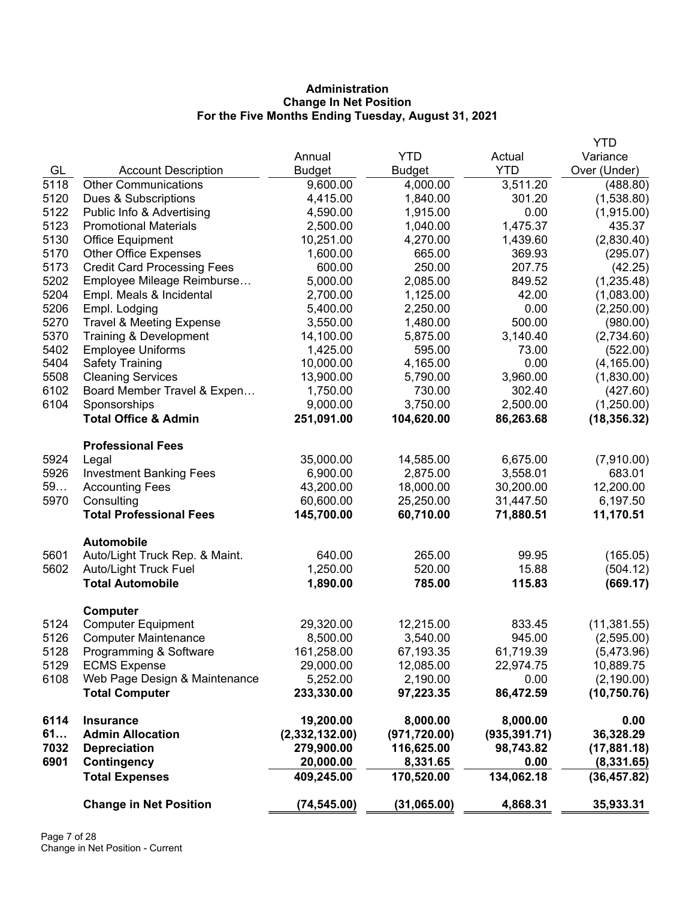**Administration**
**Change In Net Position**
**For the Five Months Ending Tuesday, August 31, 2021**

| GL | Account Description | Annual Budget | YTD Budget | Actual YTD | YTD Variance Over (Under) |
|---|---|---|---|---|---|
| 5118 | Other Communications | 9,600.00 | 4,000.00 | 3,511.20 | (488.80) |
| 5120 | Dues & Subscriptions | 4,415.00 | 1,840.00 | 301.20 | (1,538.80) |
| 5122 | Public Info & Advertising | 4,590.00 | 1,915.00 | 0.00 | (1,915.00) |
| 5123 | Promotional Materials | 2,500.00 | 1,040.00 | 1,475.37 | 435.37 |
| 5130 | Office Equipment | 10,251.00 | 4,270.00 | 1,439.60 | (2,830.40) |
| 5170 | Other Office Expenses | 1,600.00 | 665.00 | 369.93 | (295.07) |
| 5173 | Credit Card Processing Fees | 600.00 | 250.00 | 207.75 | (42.25) |
| 5202 | Employee Mileage Reimburse… | 5,000.00 | 2,085.00 | 849.52 | (1,235.48) |
| 5204 | Empl. Meals & Incidental | 2,700.00 | 1,125.00 | 42.00 | (1,083.00) |
| 5206 | Empl. Lodging | 5,400.00 | 2,250.00 | 0.00 | (2,250.00) |
| 5270 | Travel & Meeting Expense | 3,550.00 | 1,480.00 | 500.00 | (980.00) |
| 5370 | Training & Development | 14,100.00 | 5,875.00 | 3,140.40 | (2,734.60) |
| 5402 | Employee Uniforms | 1,425.00 | 595.00 | 73.00 | (522.00) |
| 5404 | Safety Training | 10,000.00 | 4,165.00 | 0.00 | (4,165.00) |
| 5508 | Cleaning Services | 13,900.00 | 5,790.00 | 3,960.00 | (1,830.00) |
| 6102 | Board Member Travel & Expen… | 1,750.00 | 730.00 | 302.40 | (427.60) |
| 6104 | Sponsorships | 9,000.00 | 3,750.00 | 2,500.00 | (1,250.00) |
| | **Total Office & Admin** | **251,091.00** | **104,620.00** | **86,263.68** | **(18,356.32)** |
| | **Professional Fees** | | | | |
| 5924 | Legal | 35,000.00 | 14,585.00 | 6,675.00 | (7,910.00) |
| 5926 | Investment Banking Fees | 6,900.00 | 2,875.00 | 3,558.01 | 683.01 |
| 59… | Accounting Fees | 43,200.00 | 18,000.00 | 30,200.00 | 12,200.00 |
| 5970 | Consulting | 60,600.00 | 25,250.00 | 31,447.50 | 6,197.50 |
| | **Total Professional Fees** | **145,700.00** | **60,710.00** | **71,880.51** | **11,170.51** |
| | **Automobile** | | | | |
| 5601 | Auto/Light Truck Rep. & Maint. | 640.00 | 265.00 | 99.95 | (165.05) |
| 5602 | Auto/Light Truck Fuel | 1,250.00 | 520.00 | 15.88 | (504.12) |
| | **Total Automobile** | **1,890.00** | **785.00** | **115.83** | **(669.17)** |
| | **Computer** | | | | |
| 5124 | Computer Equipment | 29,320.00 | 12,215.00 | 833.45 | (11,381.55) |
| 5126 | Computer Maintenance | 8,500.00 | 3,540.00 | 945.00 | (2,595.00) |
| 5128 | Programming & Software | 161,258.00 | 67,193.35 | 61,719.39 | (5,473.96) |
| 5129 | ECMS Expense | 29,000.00 | 12,085.00 | 22,974.75 | 10,889.75 |
| 6108 | Web Page Design & Maintenance | 5,252.00 | 2,190.00 | 0.00 | (2,190.00) |
| | **Total Computer** | **233,330.00** | **97,223.35** | **86,472.59** | **(10,750.76)** |
| **6114** | **Insurance** | **19,200.00** | **8,000.00** | **8,000.00** | **0.00** |
| **61…** | **Admin Allocation** | **(2,332,132.00)** | **(971,720.00)** | **(935,391.71)** | **36,328.29** |
| **7032** | **Depreciation** | **279,900.00** | **116,625.00** | **98,743.82** | **(17,881.18)** |
| **6901** | **Contingency** | **20,000.00** | **8,331.65** | **0.00** | **(8,331.65)** |
| | **Total Expenses** | **409,245.00** | **170,520.00** | **134,062.18** | **(36,457.82)** |
| | **Change in Net Position** | **(74,545.00)** | **(31,065.00)** | **4,868.31** | **35,933.31** |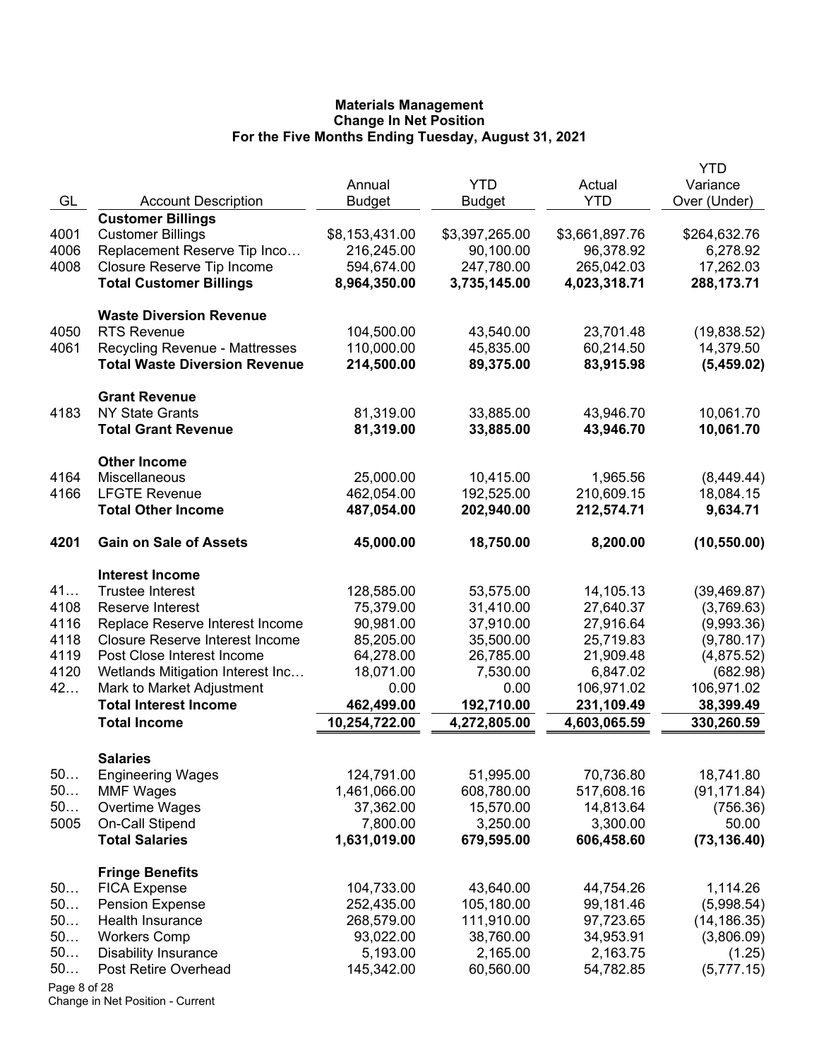**Materials Management**
**Change In Net Position**
**For the Five Months Ending Tuesday, August 31, 2021**

| GL | Account Description | Annual Budget | YTD Budget | Actual YTD | YTD Variance Over (Under) |
|---|---|---|---|---|---|
| | **Customer Billings** | | | | |
| 4001 | Customer Billings | $8,153,431.00 | $3,397,265.00 | $3,661,897.76 | $264,632.76 |
| 4006 | Replacement Reserve Tip Inco… | 216,245.00 | 90,100.00 | 96,378.92 | 6,278.92 |
| 4008 | Closure Reserve Tip Income | 594,674.00 | 247,780.00 | 265,042.03 | 17,262.03 |
| | **Total Customer Billings** | **8,964,350.00** | **3,735,145.00** | **4,023,318.71** | **288,173.71** |
| | **Waste Diversion Revenue** | | | | |
| 4050 | RTS Revenue | 104,500.00 | 43,540.00 | 23,701.48 | (19,838.52) |
| 4061 | Recycling Revenue - Mattresses | 110,000.00 | 45,835.00 | 60,214.50 | 14,379.50 |
| | **Total Waste Diversion Revenue** | **214,500.00** | **89,375.00** | **83,915.98** | **(5,459.02)** |
| | **Grant Revenue** | | | | |
| 4183 | NY State Grants | 81,319.00 | 33,885.00 | 43,946.70 | 10,061.70 |
| | **Total Grant Revenue** | **81,319.00** | **33,885.00** | **43,946.70** | **10,061.70** |
| | **Other Income** | | | | |
| 4164 | Miscellaneous | 25,000.00 | 10,415.00 | 1,965.56 | (8,449.44) |
| 4166 | LFGTE Revenue | 462,054.00 | 192,525.00 | 210,609.15 | 18,084.15 |
| | **Total Other Income** | **487,054.00** | **202,940.00** | **212,574.71** | **9,634.71** |
| **4201** | **Gain on Sale of Assets** | **45,000.00** | **18,750.00** | **8,200.00** | **(10,550.00)** |
| | **Interest Income** | | | | |
| 41… | Trustee Interest | 128,585.00 | 53,575.00 | 14,105.13 | (39,469.87) |
| 4108 | Reserve Interest | 75,379.00 | 31,410.00 | 27,640.37 | (3,769.63) |
| 4116 | Replace Reserve Interest Income | 90,981.00 | 37,910.00 | 27,916.64 | (9,993.36) |
| 4118 | Closure Reserve Interest Income | 85,205.00 | 35,500.00 | 25,719.83 | (9,780.17) |
| 4119 | Post Close Interest Income | 64,278.00 | 26,785.00 | 21,909.48 | (4,875.52) |
| 4120 | Wetlands Mitigation Interest Inc… | 18,071.00 | 7,530.00 | 6,847.02 | (682.98) |
| 42… | Mark to Market Adjustment | 0.00 | 0.00 | 106,971.02 | 106,971.02 |
| | **Total Interest Income** | **462,499.00** | **192,710.00** | **231,109.49** | **38,399.49** |
| | **Total Income** | **10,254,722.00** | **4,272,805.00** | **4,603,065.59** | **330,260.59** |
| | **Salaries** | | | | |
| 50… | Engineering Wages | 124,791.00 | 51,995.00 | 70,736.80 | 18,741.80 |
| 50… | MMF Wages | 1,461,066.00 | 608,780.00 | 517,608.16 | (91,171.84) |
| 50… | Overtime Wages | 37,362.00 | 15,570.00 | 14,813.64 | (756.36) |
| 5005 | On-Call Stipend | 7,800.00 | 3,250.00 | 3,300.00 | 50.00 |
| | **Total Salaries** | **1,631,019.00** | **679,595.00** | **606,458.60** | **(73,136.40)** |
| | **Fringe Benefits** | | | | |
| 50… | FICA Expense | 104,733.00 | 43,640.00 | 44,754.26 | 1,114.26 |
| 50… | Pension Expense | 252,435.00 | 105,180.00 | 99,181.46 | (5,998.54) |
| 50… | Health Insurance | 268,579.00 | 111,910.00 | 97,723.65 | (14,186.35) |
| 50… | Workers Comp | 93,022.00 | 38,760.00 | 34,953.91 | (3,806.09) |
| 50… | Disability Insurance | 5,193.00 | 2,165.00 | 2,163.75 | (1.25) |
| 50… | Post Retire Overhead | 145,342.00 | 60,560.00 | 54,782.85 | (5,777.15) |

Change in Net Position - Current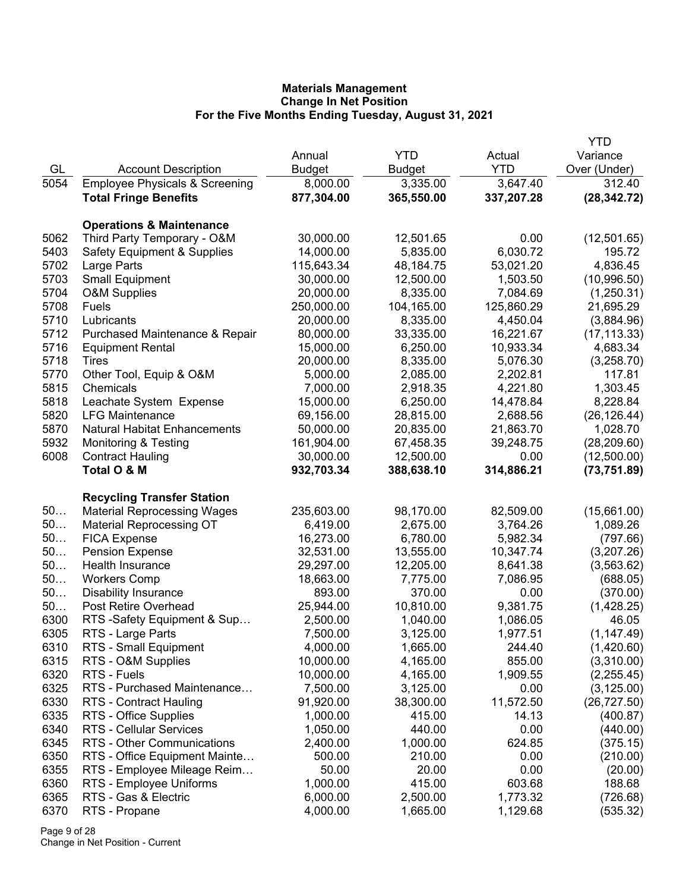**Materials Management**
**Change In Net Position**
**For the Five Months Ending Tuesday, August 31, 2021**

| GL | Account Description | Annual Budget | YTD Budget | Actual YTD | YTD Variance Over (Under) |
|---|---|---|---|---|---|
| 5054 | Employee Physicals & Screening | 8,000.00 | 3,335.00 | 3,647.40 | 312.40 |
| | **Total Fringe Benefits** | **877,304.00** | **365,550.00** | **337,207.28** | **(28,342.72)** |
| | **Operations & Maintenance** | | | | |
| 5062 | Third Party Temporary - O&M | 30,000.00 | 12,501.65 | 0.00 | (12,501.65) |
| 5403 | Safety Equipment & Supplies | 14,000.00 | 5,835.00 | 6,030.72 | 195.72 |
| 5702 | Large Parts | 115,643.34 | 48,184.75 | 53,021.20 | 4,836.45 |
| 5703 | Small Equipment | 30,000.00 | 12,500.00 | 1,503.50 | (10,996.50) |
| 5704 | O&M Supplies | 20,000.00 | 8,335.00 | 7,084.69 | (1,250.31) |
| 5708 | Fuels | 250,000.00 | 104,165.00 | 125,860.29 | 21,695.29 |
| 5710 | Lubricants | 20,000.00 | 8,335.00 | 4,450.04 | (3,884.96) |
| 5712 | Purchased Maintenance & Repair | 80,000.00 | 33,335.00 | 16,221.67 | (17,113.33) |
| 5716 | Equipment Rental | 15,000.00 | 6,250.00 | 10,933.34 | 4,683.34 |
| 5718 | Tires | 20,000.00 | 8,335.00 | 5,076.30 | (3,258.70) |
| 5770 | Other Tool, Equip & O&M | 5,000.00 | 2,085.00 | 2,202.81 | 117.81 |
| 5815 | Chemicals | 7,000.00 | 2,918.35 | 4,221.80 | 1,303.45 |
| 5818 | Leachate System Expense | 15,000.00 | 6,250.00 | 14,478.84 | 8,228.84 |
| 5820 | LFG Maintenance | 69,156.00 | 28,815.00 | 2,688.56 | (26,126.44) |
| 5870 | Natural Habitat Enhancements | 50,000.00 | 20,835.00 | 21,863.70 | 1,028.70 |
| 5932 | Monitoring & Testing | 161,904.00 | 67,458.35 | 39,248.75 | (28,209.60) |
| 6008 | Contract Hauling | 30,000.00 | 12,500.00 | 0.00 | (12,500.00) |
| | **Total O & M** | **932,703.34** | **388,638.10** | **314,886.21** | **(73,751.89)** |
| | **Recycling Transfer Station** | | | | |
| 50… | Material Reprocessing Wages | 235,603.00 | 98,170.00 | 82,509.00 | (15,661.00) |
| 50… | Material Reprocessing OT | 6,419.00 | 2,675.00 | 3,764.26 | 1,089.26 |
| 50… | FICA Expense | 16,273.00 | 6,780.00 | 5,982.34 | (797.66) |
| 50… | Pension Expense | 32,531.00 | 13,555.00 | 10,347.74 | (3,207.26) |
| 50… | Health Insurance | 29,297.00 | 12,205.00 | 8,641.38 | (3,563.62) |
| 50… | Workers Comp | 18,663.00 | 7,775.00 | 7,086.95 | (688.05) |
| 50… | Disability Insurance | 893.00 | 370.00 | 0.00 | (370.00) |
| 50… | Post Retire Overhead | 25,944.00 | 10,810.00 | 9,381.75 | (1,428.25) |
| 6300 | RTS -Safety Equipment & Sup… | 2,500.00 | 1,040.00 | 1,086.05 | 46.05 |
| 6305 | RTS - Large Parts | 7,500.00 | 3,125.00 | 1,977.51 | (1,147.49) |
| 6310 | RTS - Small Equipment | 4,000.00 | 1,665.00 | 244.40 | (1,420.60) |
| 6315 | RTS - O&M Supplies | 10,000.00 | 4,165.00 | 855.00 | (3,310.00) |
| 6320 | RTS - Fuels | 10,000.00 | 4,165.00 | 1,909.55 | (2,255.45) |
| 6325 | RTS - Purchased Maintenance… | 7,500.00 | 3,125.00 | 0.00 | (3,125.00) |
| 6330 | RTS - Contract Hauling | 91,920.00 | 38,300.00 | 11,572.50 | (26,727.50) |
| 6335 | RTS - Office Supplies | 1,000.00 | 415.00 | 14.13 | (400.87) |
| 6340 | RTS - Cellular Services | 1,050.00 | 440.00 | 0.00 | (440.00) |
| 6345 | RTS - Other Communications | 2,400.00 | 1,000.00 | 624.85 | (375.15) |
| 6350 | RTS - Office Equipment Mainte… | 500.00 | 210.00 | 0.00 | (210.00) |
| 6355 | RTS - Employee Mileage Reim… | 50.00 | 20.00 | 0.00 | (20.00) |
| 6360 | RTS - Employee Uniforms | 1,000.00 | 415.00 | 603.68 | 188.68 |
| 6365 | RTS - Gas & Electric | 6,000.00 | 2,500.00 | 1,773.32 | (726.68) |
| 6370 | RTS - Propane | 4,000.00 | 1,665.00 | 1,129.68 | (535.32) |

Change in Net Position - Current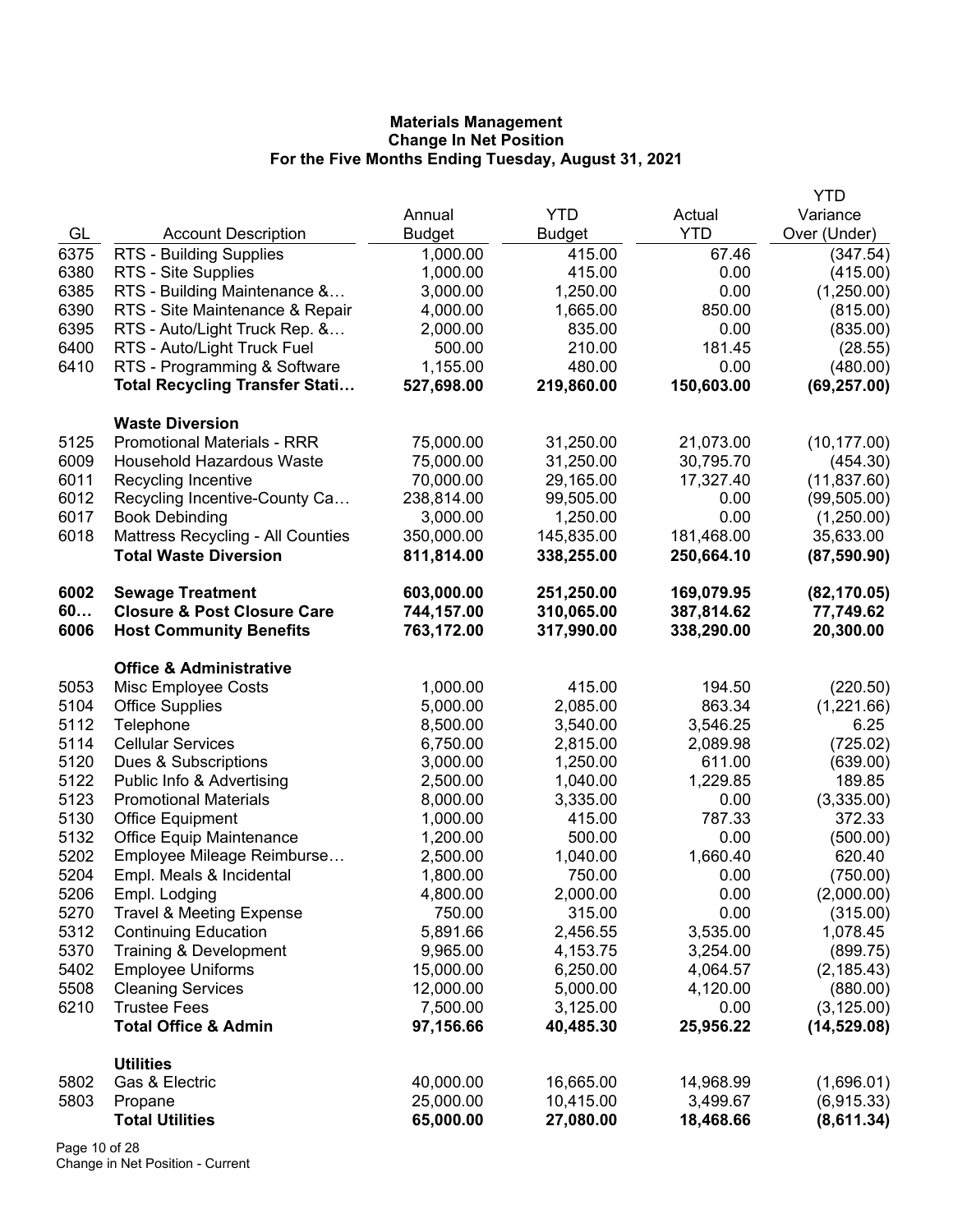**Materials Management**
**Change In Net Position**
**For the Five Months Ending Tuesday, August 31, 2021**

| GL | Account Description | Annual Budget | YTD Budget | Actual YTD | YTD Variance Over (Under) |
|---|---|---|---|---|---|
| 6375 | RTS - Building Supplies | 1,000.00 | 415.00 | 67.46 | (347.54) |
| 6380 | RTS - Site Supplies | 1,000.00 | 415.00 | 0.00 | (415.00) |
| 6385 | RTS - Building Maintenance &… | 3,000.00 | 1,250.00 | 0.00 | (1,250.00) |
| 6390 | RTS - Site Maintenance & Repair | 4,000.00 | 1,665.00 | 850.00 | (815.00) |
| 6395 | RTS - Auto/Light Truck Rep. &… | 2,000.00 | 835.00 | 0.00 | (835.00) |
| 6400 | RTS - Auto/Light Truck Fuel | 500.00 | 210.00 | 181.45 | (28.55) |
| 6410 | RTS - Programming & Software | 1,155.00 | 480.00 | 0.00 | (480.00) |
| | **Total Recycling Transfer Stati…** | **527,698.00** | **219,860.00** | **150,603.00** | **(69,257.00)** |
| | **Waste Diversion** | | | | |
| 5125 | Promotional Materials - RRR | 75,000.00 | 31,250.00 | 21,073.00 | (10,177.00) |
| 6009 | Household Hazardous Waste | 75,000.00 | 31,250.00 | 30,795.70 | (454.30) |
| 6011 | Recycling Incentive | 70,000.00 | 29,165.00 | 17,327.40 | (11,837.60) |
| 6012 | Recycling Incentive-County Ca… | 238,814.00 | 99,505.00 | 0.00 | (99,505.00) |
| 6017 | Book Debinding | 3,000.00 | 1,250.00 | 0.00 | (1,250.00) |
| 6018 | Mattress Recycling - All Counties | 350,000.00 | 145,835.00 | 181,468.00 | 35,633.00 |
| | **Total Waste Diversion** | **811,814.00** | **338,255.00** | **250,664.10** | **(87,590.90)** |
| **6002** | **Sewage Treatment** | **603,000.00** | **251,250.00** | **169,079.95** | **(82,170.05)** |
| **60…** | **Closure & Post Closure Care** | **744,157.00** | **310,065.00** | **387,814.62** | **77,749.62** |
| **6006** | **Host Community Benefits** | **763,172.00** | **317,990.00** | **338,290.00** | **20,300.00** |
| | **Office & Administrative** | | | | |
| 5053 | Misc Employee Costs | 1,000.00 | 415.00 | 194.50 | (220.50) |
| 5104 | Office Supplies | 5,000.00 | 2,085.00 | 863.34 | (1,221.66) |
| 5112 | Telephone | 8,500.00 | 3,540.00 | 3,546.25 | 6.25 |
| 5114 | Cellular Services | 6,750.00 | 2,815.00 | 2,089.98 | (725.02) |
| 5120 | Dues & Subscriptions | 3,000.00 | 1,250.00 | 611.00 | (639.00) |
| 5122 | Public Info & Advertising | 2,500.00 | 1,040.00 | 1,229.85 | 189.85 |
| 5123 | Promotional Materials | 8,000.00 | 3,335.00 | 0.00 | (3,335.00) |
| 5130 | Office Equipment | 1,000.00 | 415.00 | 787.33 | 372.33 |
| 5132 | Office Equip Maintenance | 1,200.00 | 500.00 | 0.00 | (500.00) |
| 5202 | Employee Mileage Reimburse… | 2,500.00 | 1,040.00 | 1,660.40 | 620.40 |
| 5204 | Empl. Meals & Incidental | 1,800.00 | 750.00 | 0.00 | (750.00) |
| 5206 | Empl. Lodging | 4,800.00 | 2,000.00 | 0.00 | (2,000.00) |
| 5270 | Travel & Meeting Expense | 750.00 | 315.00 | 0.00 | (315.00) |
| 5312 | Continuing Education | 5,891.66 | 2,456.55 | 3,535.00 | 1,078.45 |
| 5370 | Training & Development | 9,965.00 | 4,153.75 | 3,254.00 | (899.75) |
| 5402 | Employee Uniforms | 15,000.00 | 6,250.00 | 4,064.57 | (2,185.43) |
| 5508 | Cleaning Services | 12,000.00 | 5,000.00 | 4,120.00 | (880.00) |
| 6210 | Trustee Fees | 7,500.00 | 3,125.00 | 0.00 | (3,125.00) |
| | **Total Office & Admin** | **97,156.66** | **40,485.30** | **25,956.22** | **(14,529.08)** |
| | **Utilities** | | | | |
| 5802 | Gas & Electric | 40,000.00 | 16,665.00 | 14,968.99 | (1,696.01) |
| 5803 | Propane | 25,000.00 | 10,415.00 | 3,499.67 | (6,915.33) |
| | **Total Utilities** | **65,000.00** | **27,080.00** | **18,468.66** | **(8,611.34)** |

Change in Net Position - Current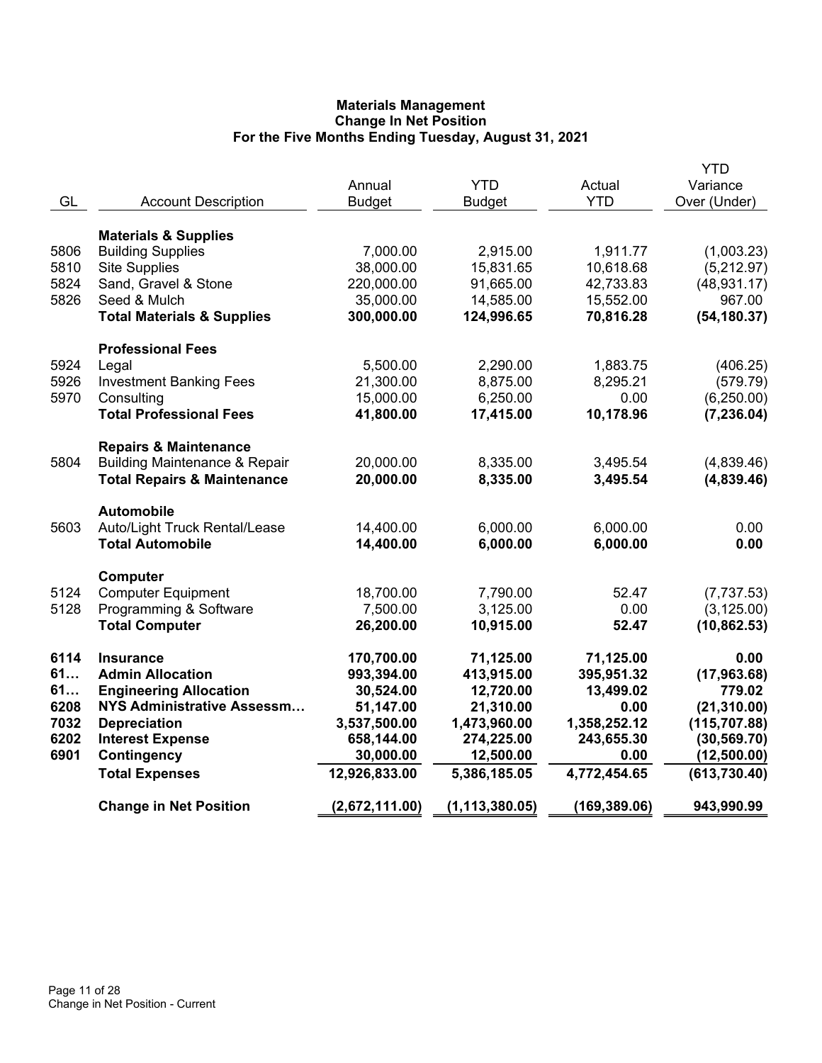**Materials Management**
**Change In Net Position**
**For the Five Months Ending Tuesday, August 31, 2021**

| GL | Account Description | Annual Budget | YTD Budget | Actual YTD | YTD Variance Over (Under) |
|---|---|---|---|---|---|
| | **Materials & Supplies** | | | | |
| 5806 | Building Supplies | 7,000.00 | 2,915.00 | 1,911.77 | (1,003.23) |
| 5810 | Site Supplies | 38,000.00 | 15,831.65 | 10,618.68 | (5,212.97) |
| 5824 | Sand, Gravel & Stone | 220,000.00 | 91,665.00 | 42,733.83 | (48,931.17) |
| 5826 | Seed & Mulch | 35,000.00 | 14,585.00 | 15,552.00 | 967.00 |
| | **Total Materials & Supplies** | **300,000.00** | **124,996.65** | **70,816.28** | **(54,180.37)** |
| | **Professional Fees** | | | | |
| 5924 | Legal | 5,500.00 | 2,290.00 | 1,883.75 | (406.25) |
| 5926 | Investment Banking Fees | 21,300.00 | 8,875.00 | 8,295.21 | (579.79) |
| 5970 | Consulting | 15,000.00 | 6,250.00 | 0.00 | (6,250.00) |
| | **Total Professional Fees** | **41,800.00** | **17,415.00** | **10,178.96** | **(7,236.04)** |
| | **Repairs & Maintenance** | | | | |
| 5804 | Building Maintenance & Repair | 20,000.00 | 8,335.00 | 3,495.54 | (4,839.46) |
| | **Total Repairs & Maintenance** | **20,000.00** | **8,335.00** | **3,495.54** | **(4,839.46)** |
| | **Automobile** | | | | |
| 5603 | Auto/Light Truck Rental/Lease | 14,400.00 | 6,000.00 | 6,000.00 | 0.00 |
| | **Total Automobile** | **14,400.00** | **6,000.00** | **6,000.00** | **0.00** |
| | **Computer** | | | | |
| 5124 | Computer Equipment | 18,700.00 | 7,790.00 | 52.47 | (7,737.53) |
| 5128 | Programming & Software | 7,500.00 | 3,125.00 | 0.00 | (3,125.00) |
| | **Total Computer** | **26,200.00** | **10,915.00** | **52.47** | **(10,862.53)** |
| **6114** | **Insurance** | **170,700.00** | **71,125.00** | **71,125.00** | **0.00** |
| **61…** | **Admin Allocation** | **993,394.00** | **413,915.00** | **395,951.32** | **(17,963.68)** |
| **61…** | **Engineering Allocation** | **30,524.00** | **12,720.00** | **13,499.02** | **779.02** |
| **6208** | **NYS Administrative Assessm…** | **51,147.00** | **21,310.00** | **0.00** | **(21,310.00)** |
| **7032** | **Depreciation** | **3,537,500.00** | **1,473,960.00** | **1,358,252.12** | **(115,707.88)** |
| **6202** | **Interest Expense** | **658,144.00** | **274,225.00** | **243,655.30** | **(30,569.70)** |
| **6901** | **Contingency** | **30,000.00** | **12,500.00** | **0.00** | **(12,500.00)** |
| | **Total Expenses** | **12,926,833.00** | **5,386,185.05** | **4,772,454.65** | **(613,730.40)** |
| | **Change in Net Position** | **(2,672,111.00)** | **(1,113,380.05)** | **(169,389.06)** | **943,990.99** |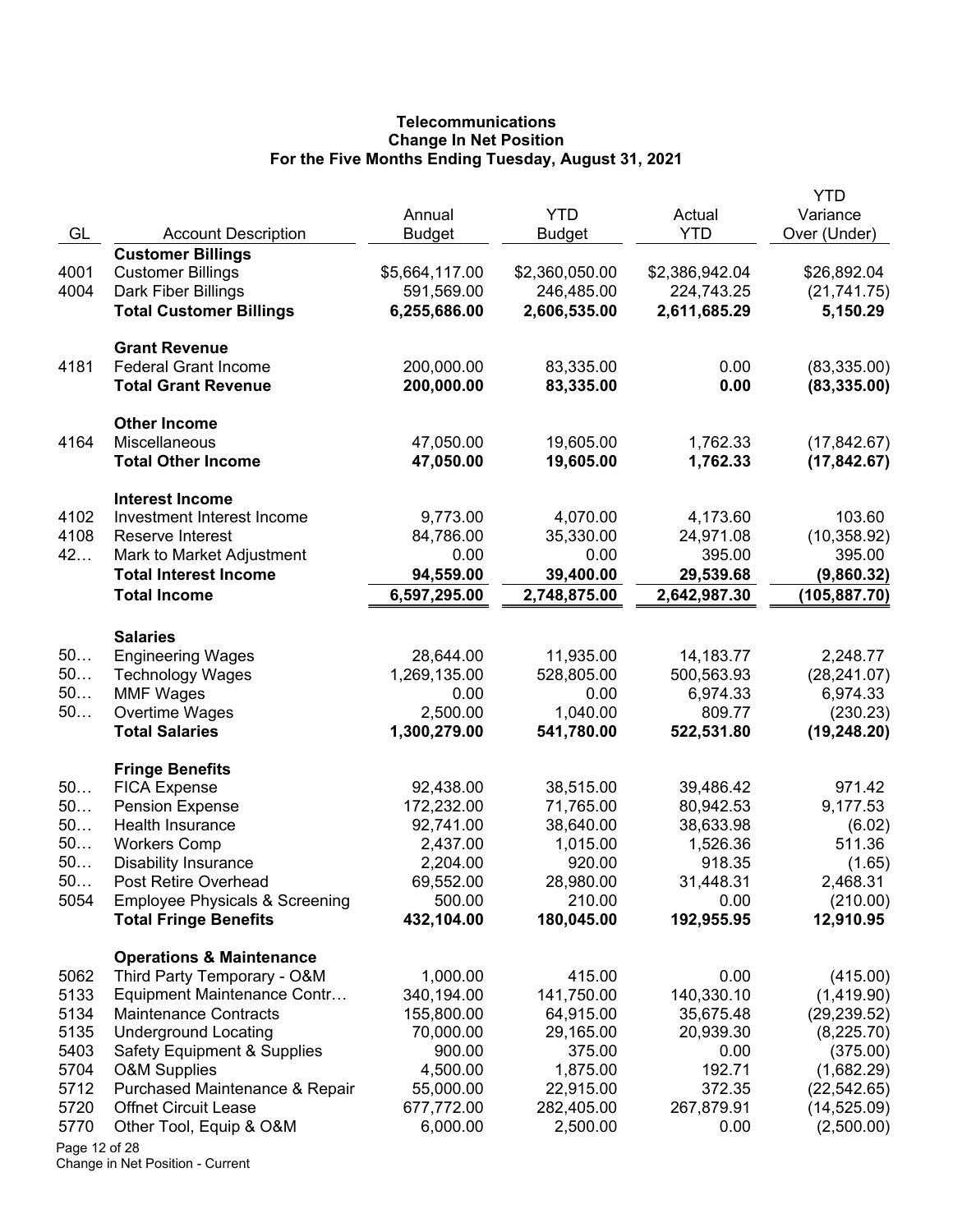# Telecommunications
## Change In Net Position
### For the Five Months Ending Tuesday, August 31, 2021

| GL | Account Description | Annual Budget | YTD Budget | Actual YTD | YTD Variance Over (Under) |
|---|---|---|---|---|---|
| | **Customer Billings** | | | | |
| 4001 | Customer Billings | $5,664,117.00 | $2,360,050.00 | $2,386,942.04 | $26,892.04 |
| 4004 | Dark Fiber Billings | 591,569.00 | 246,485.00 | 224,743.25 | (21,741.75) |
| | **Total Customer Billings** | **6,255,686.00** | **2,606,535.00** | **2,611,685.29** | **5,150.29** |
| | **Grant Revenue** | | | | |
| 4181 | Federal Grant Income | 200,000.00 | 83,335.00 | 0.00 | (83,335.00) |
| | **Total Grant Revenue** | **200,000.00** | **83,335.00** | **0.00** | **(83,335.00)** |
| | **Other Income** | | | | |
| 4164 | Miscellaneous | 47,050.00 | 19,605.00 | 1,762.33 | (17,842.67) |
| | **Total Other Income** | **47,050.00** | **19,605.00** | **1,762.33** | **(17,842.67)** |
| | **Interest Income** | | | | |
| 4102 | Investment Interest Income | 9,773.00 | 4,070.00 | 4,173.60 | 103.60 |
| 4108 | Reserve Interest | 84,786.00 | 35,330.00 | 24,971.08 | (10,358.92) |
| 42… | Mark to Market Adjustment | 0.00 | 0.00 | 395.00 | 395.00 |
| | **Total Interest Income** | **94,559.00** | **39,400.00** | **29,539.68** | **(9,860.32)** |
| | **Total Income** | **6,597,295.00** | **2,748,875.00** | **2,642,987.30** | **(105,887.70)** |
| | **Salaries** | | | | |
| 50… | Engineering Wages | 28,644.00 | 11,935.00 | 14,183.77 | 2,248.77 |
| 50… | Technology Wages | 1,269,135.00 | 528,805.00 | 500,563.93 | (28,241.07) |
| 50… | MMF Wages | 0.00 | 0.00 | 6,974.33 | 6,974.33 |
| 50… | Overtime Wages | 2,500.00 | 1,040.00 | 809.77 | (230.23) |
| | **Total Salaries** | **1,300,279.00** | **541,780.00** | **522,531.80** | **(19,248.20)** |
| | **Fringe Benefits** | | | | |
| 50… | FICA Expense | 92,438.00 | 38,515.00 | 39,486.42 | 971.42 |
| 50… | Pension Expense | 172,232.00 | 71,765.00 | 80,942.53 | 9,177.53 |
| 50… | Health Insurance | 92,741.00 | 38,640.00 | 38,633.98 | (6.02) |
| 50… | Workers Comp | 2,437.00 | 1,015.00 | 1,526.36 | 511.36 |
| 50… | Disability Insurance | 2,204.00 | 920.00 | 918.35 | (1.65) |
| 50… | Post Retire Overhead | 69,552.00 | 28,980.00 | 31,448.31 | 2,468.31 |
| 5054 | Employee Physicals & Screening | 500.00 | 210.00 | 0.00 | (210.00) |
| | **Total Fringe Benefits** | **432,104.00** | **180,045.00** | **192,955.95** | **12,910.95** |
| | **Operations & Maintenance** | | | | |
| 5062 | Third Party Temporary - O&M | 1,000.00 | 415.00 | 0.00 | (415.00) |
| 5133 | Equipment Maintenance Contr… | 340,194.00 | 141,750.00 | 140,330.10 | (1,419.90) |
| 5134 | Maintenance Contracts | 155,800.00 | 64,915.00 | 35,675.48 | (29,239.52) |
| 5135 | Underground Locating | 70,000.00 | 29,165.00 | 20,939.30 | (8,225.70) |
| 5403 | Safety Equipment & Supplies | 900.00 | 375.00 | 0.00 | (375.00) |
| 5704 | O&M Supplies | 4,500.00 | 1,875.00 | 192.71 | (1,682.29) |
| 5712 | Purchased Maintenance & Repair | 55,000.00 | 22,915.00 | 372.35 | (22,542.65) |
| 5720 | Offnet Circuit Lease | 677,772.00 | 282,405.00 | 267,879.91 | (14,525.09) |
| 5770 | Other Tool, Equip & O&M | 6,000.00 | 2,500.00 | 0.00 | (2,500.00) |

Change in Net Position - Current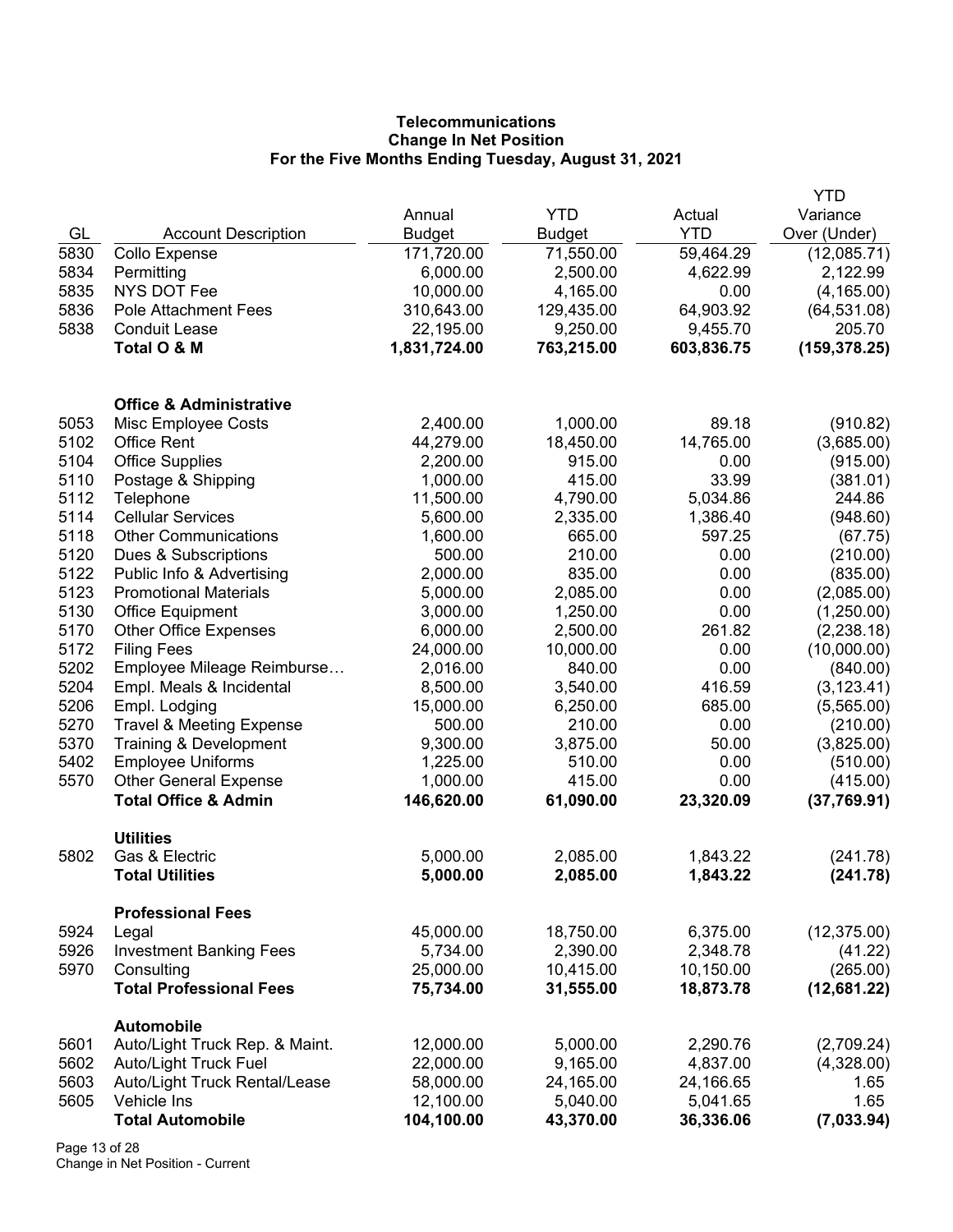# Telecommunications
## Change In Net Position
### For the Five Months Ending Tuesday, August 31, 2021

| GL | Account Description | Annual Budget | YTD Budget | Actual YTD | YTD Variance Over (Under) |
|---|---|---|---|---|---|
| 5830 | Collo Expense | 171,720.00 | 71,550.00 | 59,464.29 | (12,085.71) |
| 5834 | Permitting | 6,000.00 | 2,500.00 | 4,622.99 | 2,122.99 |
| 5835 | NYS DOT Fee | 10,000.00 | 4,165.00 | 0.00 | (4,165.00) |
| 5836 | Pole Attachment Fees | 310,643.00 | 129,435.00 | 64,903.92 | (64,531.08) |
| 5838 | Conduit Lease | 22,195.00 | 9,250.00 | 9,455.70 | 205.70 |
| | **Total O & M** | **1,831,724.00** | **763,215.00** | **603,836.75** | **(159,378.25)** |
| | | | | | |
| | **Office & Administrative** | | | | |
| 5053 | Misc Employee Costs | 2,400.00 | 1,000.00 | 89.18 | (910.82) |
| 5102 | Office Rent | 44,279.00 | 18,450.00 | 14,765.00 | (3,685.00) |
| 5104 | Office Supplies | 2,200.00 | 915.00 | 0.00 | (915.00) |
| 5110 | Postage & Shipping | 1,000.00 | 415.00 | 33.99 | (381.01) |
| 5112 | Telephone | 11,500.00 | 4,790.00 | 5,034.86 | 244.86 |
| 5114 | Cellular Services | 5,600.00 | 2,335.00 | 1,386.40 | (948.60) |
| 5118 | Other Communications | 1,600.00 | 665.00 | 597.25 | (67.75) |
| 5120 | Dues & Subscriptions | 500.00 | 210.00 | 0.00 | (210.00) |
| 5122 | Public Info & Advertising | 2,000.00 | 835.00 | 0.00 | (835.00) |
| 5123 | Promotional Materials | 5,000.00 | 2,085.00 | 0.00 | (2,085.00) |
| 5130 | Office Equipment | 3,000.00 | 1,250.00 | 0.00 | (1,250.00) |
| 5170 | Other Office Expenses | 6,000.00 | 2,500.00 | 261.82 | (2,238.18) |
| 5172 | Filing Fees | 24,000.00 | 10,000.00 | 0.00 | (10,000.00) |
| 5202 | Employee Mileage Reimburse… | 2,016.00 | 840.00 | 0.00 | (840.00) |
| 5204 | Empl. Meals & Incidental | 8,500.00 | 3,540.00 | 416.59 | (3,123.41) |
| 5206 | Empl. Lodging | 15,000.00 | 6,250.00 | 685.00 | (5,565.00) |
| 5270 | Travel & Meeting Expense | 500.00 | 210.00 | 0.00 | (210.00) |
| 5370 | Training & Development | 9,300.00 | 3,875.00 | 50.00 | (3,825.00) |
| 5402 | Employee Uniforms | 1,225.00 | 510.00 | 0.00 | (510.00) |
| 5570 | Other General Expense | 1,000.00 | 415.00 | 0.00 | (415.00) |
| | **Total Office & Admin** | **146,620.00** | **61,090.00** | **23,320.09** | **(37,769.91)** |
| | | | | | |
| | **Utilities** | | | | |
| 5802 | Gas & Electric | 5,000.00 | 2,085.00 | 1,843.22 | (241.78) |
| | **Total Utilities** | **5,000.00** | **2,085.00** | **1,843.22** | **(241.78)** |
| | | | | | |
| | **Professional Fees** | | | | |
| 5924 | Legal | 45,000.00 | 18,750.00 | 6,375.00 | (12,375.00) |
| 5926 | Investment Banking Fees | 5,734.00 | 2,390.00 | 2,348.78 | (41.22) |
| 5970 | Consulting | 25,000.00 | 10,415.00 | 10,150.00 | (265.00) |
| | **Total Professional Fees** | **75,734.00** | **31,555.00** | **18,873.78** | **(12,681.22)** |
| | | | | | |
| | **Automobile** | | | | |
| 5601 | Auto/Light Truck Rep. & Maint. | 12,000.00 | 5,000.00 | 2,290.76 | (2,709.24) |
| 5602 | Auto/Light Truck Fuel | 22,000.00 | 9,165.00 | 4,837.00 | (4,328.00) |
| 5603 | Auto/Light Truck Rental/Lease | 58,000.00 | 24,165.00 | 24,166.65 | 1.65 |
| 5605 | Vehicle Ins | 12,100.00 | 5,040.00 | 5,041.65 | 1.65 |
| | **Total Automobile** | **104,100.00** | **43,370.00** | **36,336.06** | **(7,033.94)** |

Change in Net Position - Current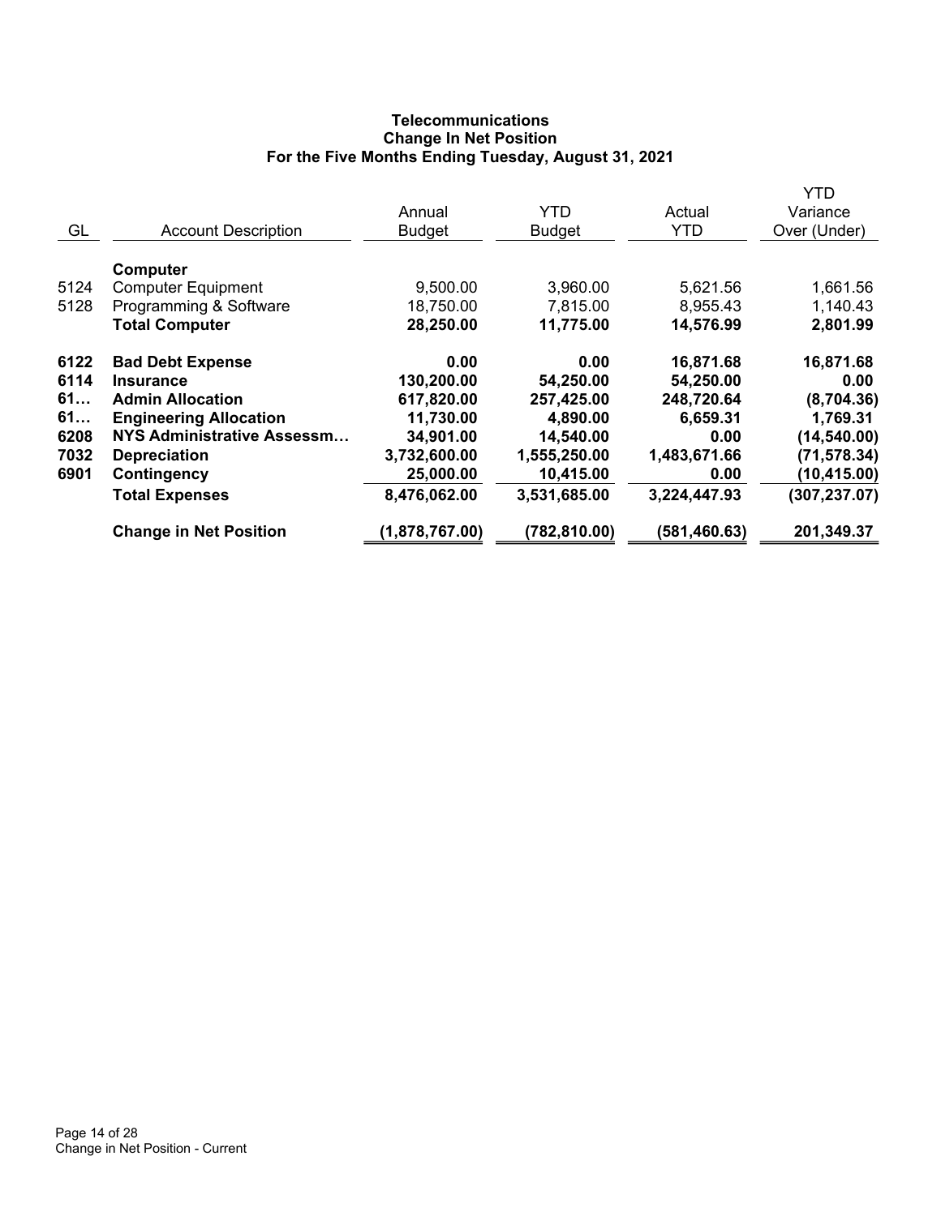# Telecommunications
## Change In Net Position
### For the Five Months Ending Tuesday, August 31, 2021

| GL | Account Description | Annual Budget | YTD Budget | Actual YTD | YTD Variance Over (Under) |
|---|---|---|---|---|---|
| | **Computer** | | | | |
| 5124 | Computer Equipment | 9,500.00 | 3,960.00 | 5,621.56 | 1,661.56 |
| 5128 | Programming & Software | 18,750.00 | 7,815.00 | 8,955.43 | 1,140.43 |
| | **Total Computer** | **28,250.00** | **11,775.00** | **14,576.99** | **2,801.99** |
| **6122** | **Bad Debt Expense** | **0.00** | **0.00** | **16,871.68** | **16,871.68** |
| **6114** | **Insurance** | **130,200.00** | **54,250.00** | **54,250.00** | **0.00** |
| **61…** | **Admin Allocation** | **617,820.00** | **257,425.00** | **248,720.64** | **(8,704.36)** |
| **61…** | **Engineering Allocation** | **11,730.00** | **4,890.00** | **6,659.31** | **1,769.31** |
| **6208** | **NYS Administrative Assessm…** | **34,901.00** | **14,540.00** | **0.00** | **(14,540.00)** |
| **7032** | **Depreciation** | **3,732,600.00** | **1,555,250.00** | **1,483,671.66** | **(71,578.34)** |
| **6901** | **Contingency** | **25,000.00** | **10,415.00** | **0.00** | **(10,415.00)** |
| | **Total Expenses** | **8,476,062.00** | **3,531,685.00** | **3,224,447.93** | **(307,237.07)** |
| | **Change in Net Position** | **(1,878,767.00)** | **(782,810.00)** | **(581,460.63)** | **201,349.37** |

Change in Net Position - Current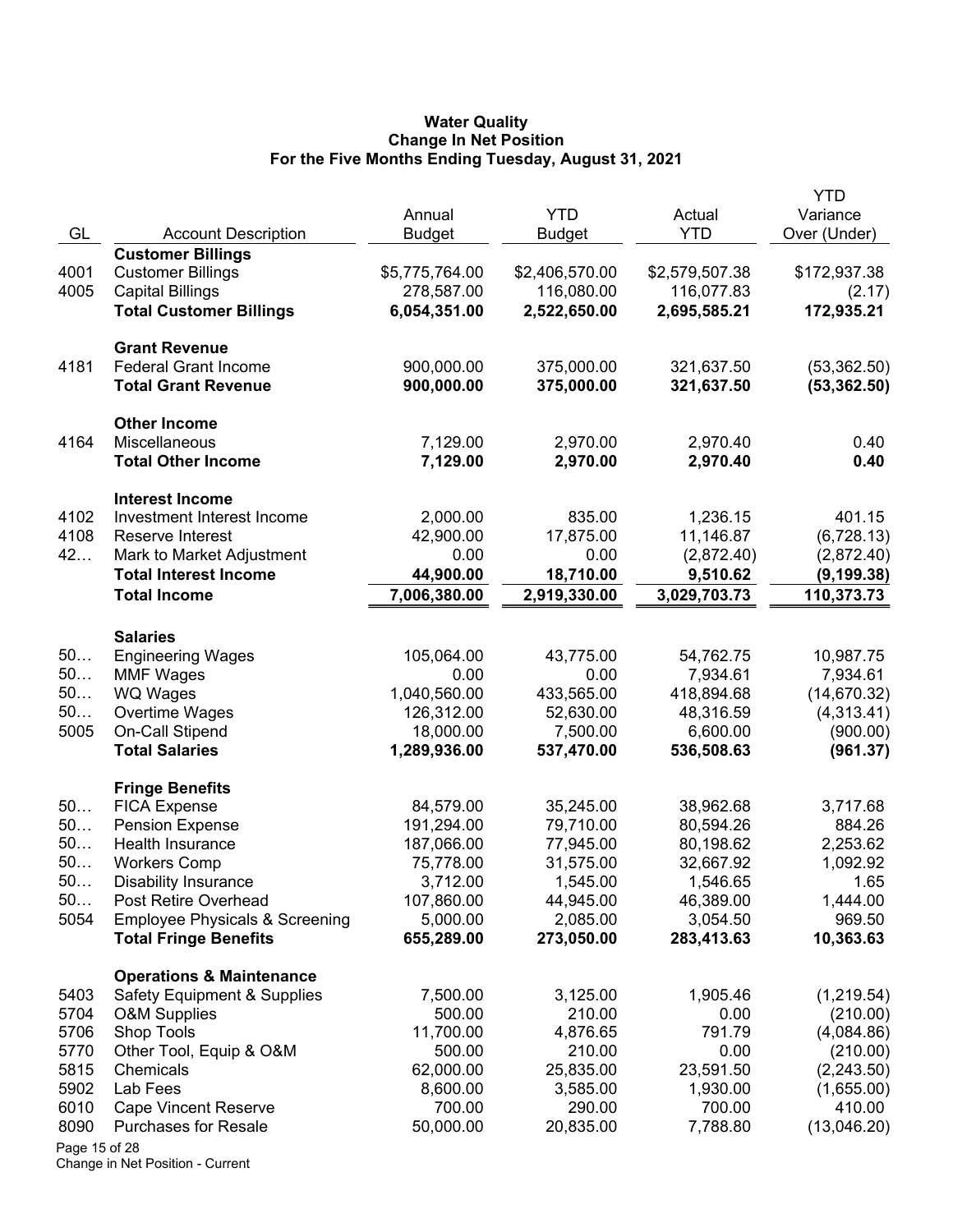**Water Quality**
**Change In Net Position**
**For the Five Months Ending Tuesday, August 31, 2021**

| GL | Account Description | Annual Budget | YTD Budget | Actual YTD | YTD Variance Over (Under) |
|---|---|---|---|---|---|
| | **Customer Billings** | | | | |
| 4001 | Customer Billings | $5,775,764.00 | $2,406,570.00 | $2,579,507.38 | $172,937.38 |
| 4005 | Capital Billings | 278,587.00 | 116,080.00 | 116,077.83 | (2.17) |
| | **Total Customer Billings** | **6,054,351.00** | **2,522,650.00** | **2,695,585.21** | **172,935.21** |
| | **Grant Revenue** | | | | |
| 4181 | Federal Grant Income | 900,000.00 | 375,000.00 | 321,637.50 | (53,362.50) |
| | **Total Grant Revenue** | **900,000.00** | **375,000.00** | **321,637.50** | **(53,362.50)** |
| | **Other Income** | | | | |
| 4164 | Miscellaneous | 7,129.00 | 2,970.00 | 2,970.40 | 0.40 |
| | **Total Other Income** | **7,129.00** | **2,970.00** | **2,970.40** | **0.40** |
| | **Interest Income** | | | | |
| 4102 | Investment Interest Income | 2,000.00 | 835.00 | 1,236.15 | 401.15 |
| 4108 | Reserve Interest | 42,900.00 | 17,875.00 | 11,146.87 | (6,728.13) |
| 42… | Mark to Market Adjustment | 0.00 | 0.00 | (2,872.40) | (2,872.40) |
| | **Total Interest Income** | **44,900.00** | **18,710.00** | **9,510.62** | **(9,199.38)** |
| | **Total Income** | **7,006,380.00** | **2,919,330.00** | **3,029,703.73** | **110,373.73** |
| | **Salaries** | | | | |
| 50… | Engineering Wages | 105,064.00 | 43,775.00 | 54,762.75 | 10,987.75 |
| 50… | MMF Wages | 0.00 | 0.00 | 7,934.61 | 7,934.61 |
| 50… | WQ Wages | 1,040,560.00 | 433,565.00 | 418,894.68 | (14,670.32) |
| 50… | Overtime Wages | 126,312.00 | 52,630.00 | 48,316.59 | (4,313.41) |
| 5005 | On-Call Stipend | 18,000.00 | 7,500.00 | 6,600.00 | (900.00) |
| | **Total Salaries** | **1,289,936.00** | **537,470.00** | **536,508.63** | **(961.37)** |
| | **Fringe Benefits** | | | | |
| 50… | FICA Expense | 84,579.00 | 35,245.00 | 38,962.68 | 3,717.68 |
| 50… | Pension Expense | 191,294.00 | 79,710.00 | 80,594.26 | 884.26 |
| 50… | Health Insurance | 187,066.00 | 77,945.00 | 80,198.62 | 2,253.62 |
| 50… | Workers Comp | 75,778.00 | 31,575.00 | 32,667.92 | 1,092.92 |
| 50… | Disability Insurance | 3,712.00 | 1,545.00 | 1,546.65 | 1.65 |
| 50… | Post Retire Overhead | 107,860.00 | 44,945.00 | 46,389.00 | 1,444.00 |
| 5054 | Employee Physicals & Screening | 5,000.00 | 2,085.00 | 3,054.50 | 969.50 |
| | **Total Fringe Benefits** | **655,289.00** | **273,050.00** | **283,413.63** | **10,363.63** |
| | **Operations & Maintenance** | | | | |
| 5403 | Safety Equipment & Supplies | 7,500.00 | 3,125.00 | 1,905.46 | (1,219.54) |
| 5704 | O&M Supplies | 500.00 | 210.00 | 0.00 | (210.00) |
| 5706 | Shop Tools | 11,700.00 | 4,876.65 | 791.79 | (4,084.86) |
| 5770 | Other Tool, Equip & O&M | 500.00 | 210.00 | 0.00 | (210.00) |
| 5815 | Chemicals | 62,000.00 | 25,835.00 | 23,591.50 | (2,243.50) |
| 5902 | Lab Fees | 8,600.00 | 3,585.00 | 1,930.00 | (1,655.00) |
| 6010 | Cape Vincent Reserve | 700.00 | 290.00 | 700.00 | 410.00 |
| 8090 | Purchases for Resale | 50,000.00 | 20,835.00 | 7,788.80 | (13,046.20) |

Change in Net Position - Current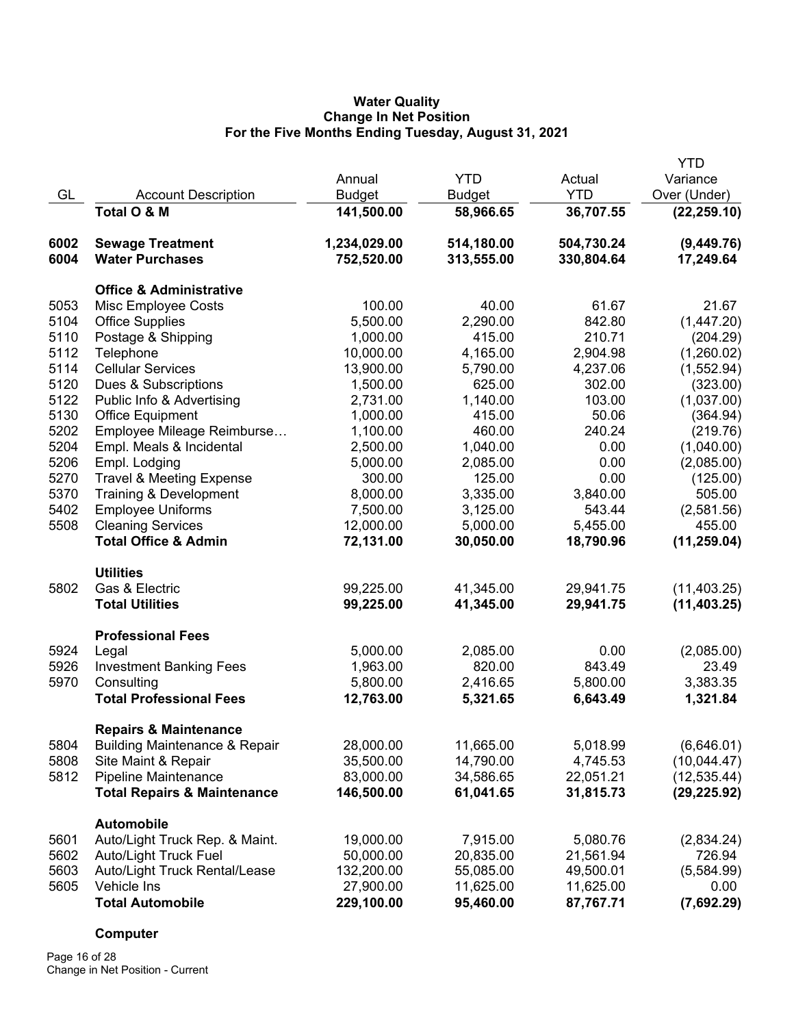**Water Quality**
**Change In Net Position**
**For the Five Months Ending Tuesday, August 31, 2021**

| GL | Account Description | Annual Budget | YTD Budget | Actual YTD | YTD Variance Over (Under) |
|---|---|---|---|---|---|
| | **Total O & M** | **141,500.00** | **58,966.65** | **36,707.55** | **(22,259.10)** |
| | | | | | |
| **6002** | **Sewage Treatment** | **1,234,029.00** | **514,180.00** | **504,730.24** | **(9,449.76)** |
| **6004** | **Water Purchases** | **752,520.00** | **313,555.00** | **330,804.64** | **17,249.64** |
| | | | | | |
| | **Office & Administrative** | | | | |
| 5053 | Misc Employee Costs | 100.00 | 40.00 | 61.67 | 21.67 |
| 5104 | Office Supplies | 5,500.00 | 2,290.00 | 842.80 | (1,447.20) |
| 5110 | Postage & Shipping | 1,000.00 | 415.00 | 210.71 | (204.29) |
| 5112 | Telephone | 10,000.00 | 4,165.00 | 2,904.98 | (1,260.02) |
| 5114 | Cellular Services | 13,900.00 | 5,790.00 | 4,237.06 | (1,552.94) |
| 5120 | Dues & Subscriptions | 1,500.00 | 625.00 | 302.00 | (323.00) |
| 5122 | Public Info & Advertising | 2,731.00 | 1,140.00 | 103.00 | (1,037.00) |
| 5130 | Office Equipment | 1,000.00 | 415.00 | 50.06 | (364.94) |
| 5202 | Employee Mileage Reimburse… | 1,100.00 | 460.00 | 240.24 | (219.76) |
| 5204 | Empl. Meals & Incidental | 2,500.00 | 1,040.00 | 0.00 | (1,040.00) |
| 5206 | Empl. Lodging | 5,000.00 | 2,085.00 | 0.00 | (2,085.00) |
| 5270 | Travel & Meeting Expense | 300.00 | 125.00 | 0.00 | (125.00) |
| 5370 | Training & Development | 8,000.00 | 3,335.00 | 3,840.00 | 505.00 |
| 5402 | Employee Uniforms | 7,500.00 | 3,125.00 | 543.44 | (2,581.56) |
| 5508 | Cleaning Services | 12,000.00 | 5,000.00 | 5,455.00 | 455.00 |
| | **Total Office & Admin** | **72,131.00** | **30,050.00** | **18,790.96** | **(11,259.04)** |
| | | | | | |
| | **Utilities** | | | | |
| 5802 | Gas & Electric | 99,225.00 | 41,345.00 | 29,941.75 | (11,403.25) |
| | **Total Utilities** | **99,225.00** | **41,345.00** | **29,941.75** | **(11,403.25)** |
| | | | | | |
| | **Professional Fees** | | | | |
| 5924 | Legal | 5,000.00 | 2,085.00 | 0.00 | (2,085.00) |
| 5926 | Investment Banking Fees | 1,963.00 | 820.00 | 843.49 | 23.49 |
| 5970 | Consulting | 5,800.00 | 2,416.65 | 5,800.00 | 3,383.35 |
| | **Total Professional Fees** | **12,763.00** | **5,321.65** | **6,643.49** | **1,321.84** |
| | | | | | |
| | **Repairs & Maintenance** | | | | |
| 5804 | Building Maintenance & Repair | 28,000.00 | 11,665.00 | 5,018.99 | (6,646.01) |
| 5808 | Site Maint & Repair | 35,500.00 | 14,790.00 | 4,745.53 | (10,044.47) |
| 5812 | Pipeline Maintenance | 83,000.00 | 34,586.65 | 22,051.21 | (12,535.44) |
| | **Total Repairs & Maintenance** | **146,500.00** | **61,041.65** | **31,815.73** | **(29,225.92)** |
| | | | | | |
| | **Automobile** | | | | |
| 5601 | Auto/Light Truck Rep. & Maint. | 19,000.00 | 7,915.00 | 5,080.76 | (2,834.24) |
| 5602 | Auto/Light Truck Fuel | 50,000.00 | 20,835.00 | 21,561.94 | 726.94 |
| 5603 | Auto/Light Truck Rental/Lease | 132,200.00 | 55,085.00 | 49,500.01 | (5,584.99) |
| 5605 | Vehicle Ins | 27,900.00 | 11,625.00 | 11,625.00 | 0.00 |
| | **Total Automobile** | **229,100.00** | **95,460.00** | **87,767.71** | **(7,692.29)** |
| | | | | | |
| | **Computer** | | | | |

Change in Net Position - Current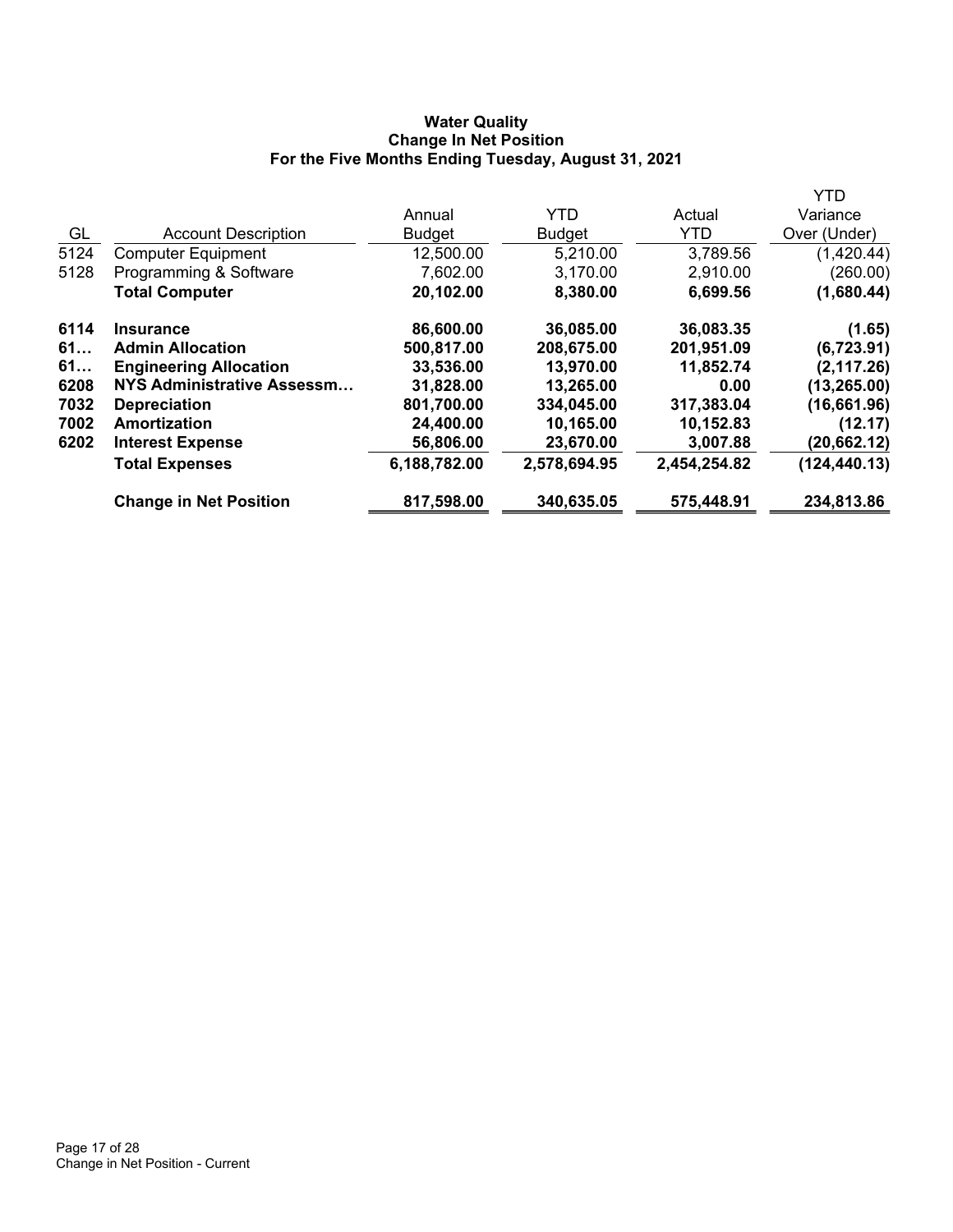**Water Quality**
**Change In Net Position**
**For the Five Months Ending Tuesday, August 31, 2021**

| GL | Account Description | Annual Budget | YTD Budget | Actual YTD | YTD Variance Over (Under) |
|---|---|---|---|---|---|
| 5124 | Computer Equipment | 12,500.00 | 5,210.00 | 3,789.56 | (1,420.44) |
| 5128 | Programming & Software | 7,602.00 | 3,170.00 | 2,910.00 | (260.00) |
| | **Total Computer** | **20,102.00** | **8,380.00** | **6,699.56** | **(1,680.44)** |
| **6114** | **Insurance** | **86,600.00** | **36,085.00** | **36,083.35** | **(1.65)** |
| **61…** | **Admin Allocation** | **500,817.00** | **208,675.00** | **201,951.09** | **(6,723.91)** |
| **61…** | **Engineering Allocation** | **33,536.00** | **13,970.00** | **11,852.74** | **(2,117.26)** |
| **6208** | **NYS Administrative Assessm…** | **31,828.00** | **13,265.00** | **0.00** | **(13,265.00)** |
| **7032** | **Depreciation** | **801,700.00** | **334,045.00** | **317,383.04** | **(16,661.96)** |
| **7002** | **Amortization** | **24,400.00** | **10,165.00** | **10,152.83** | **(12.17)** |
| **6202** | **Interest Expense** | **56,806.00** | **23,670.00** | **3,007.88** | **(20,662.12)** |
| | **Total Expenses** | **6,188,782.00** | **2,578,694.95** | **2,454,254.82** | **(124,440.13)** |
| | **Change in Net Position** | **817,598.00** | **340,635.05** | **575,448.91** | **234,813.86** |

Change in Net Position - Current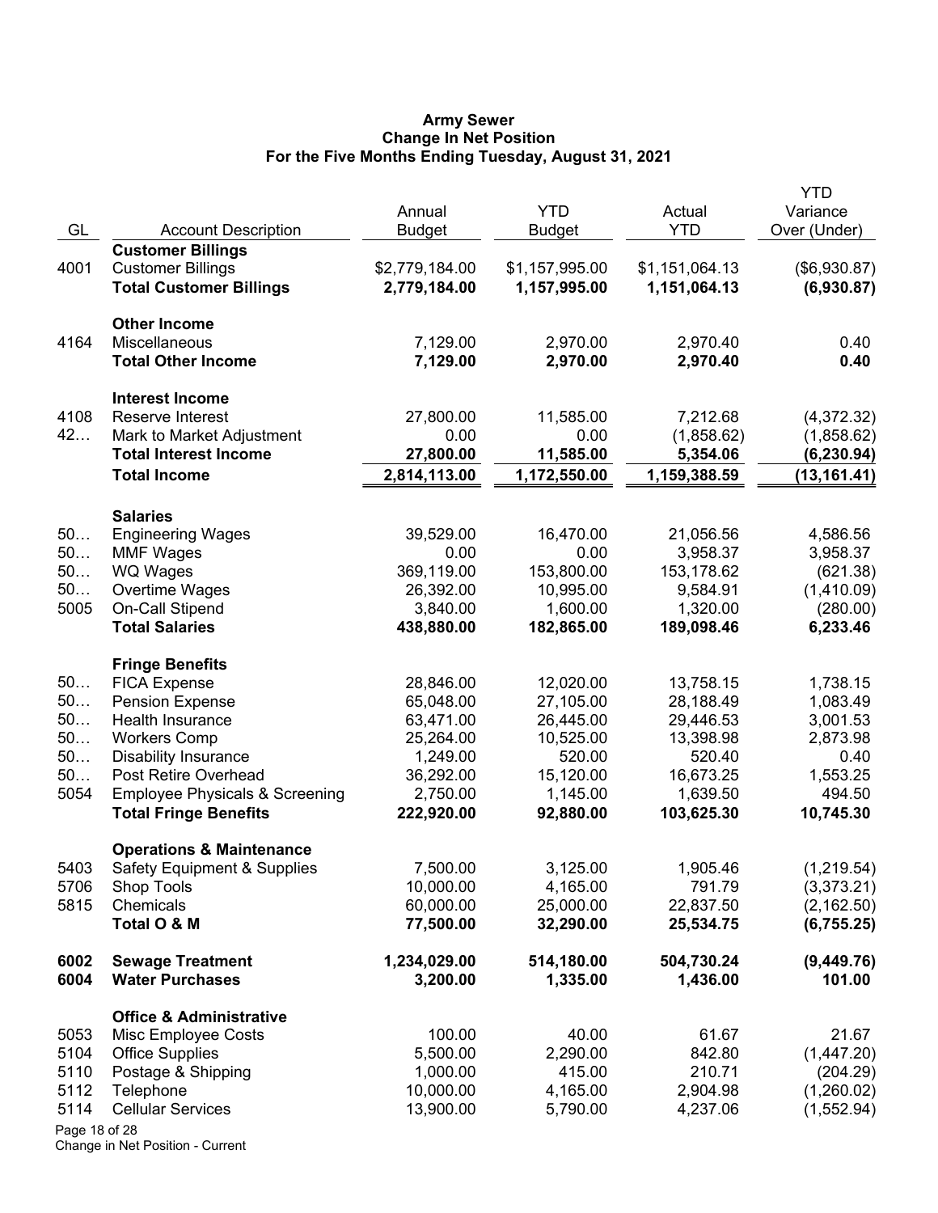**Army Sewer**
**Change In Net Position**
**For the Five Months Ending Tuesday, August 31, 2021**

| GL | Account Description | Annual Budget | YTD Budget | Actual YTD | YTD Variance Over (Under) |
|---|---|---|---|---|---|
| | **Customer Billings** | | | | |
| 4001 | Customer Billings | $2,779,184.00 | $1,157,995.00 | $1,151,064.13 | ($6,930.87) |
| | **Total Customer Billings** | **2,779,184.00** | **1,157,995.00** | **1,151,064.13** | **(6,930.87)** |
| | **Other Income** | | | | |
| 4164 | Miscellaneous | 7,129.00 | 2,970.00 | 2,970.40 | 0.40 |
| | **Total Other Income** | **7,129.00** | **2,970.00** | **2,970.40** | **0.40** |
| | **Interest Income** | | | | |
| 4108 | Reserve Interest | 27,800.00 | 11,585.00 | 7,212.68 | (4,372.32) |
| 42… | Mark to Market Adjustment | 0.00 | 0.00 | (1,858.62) | (1,858.62) |
| | **Total Interest Income** | **27,800.00** | **11,585.00** | **5,354.06** | **(6,230.94)** |
| | **Total Income** | **2,814,113.00** | **1,172,550.00** | **1,159,388.59** | **(13,161.41)** |
| | **Salaries** | | | | |
| 50… | Engineering Wages | 39,529.00 | 16,470.00 | 21,056.56 | 4,586.56 |
| 50… | MMF Wages | 0.00 | 0.00 | 3,958.37 | 3,958.37 |
| 50… | WQ Wages | 369,119.00 | 153,800.00 | 153,178.62 | (621.38) |
| 50… | Overtime Wages | 26,392.00 | 10,995.00 | 9,584.91 | (1,410.09) |
| 5005 | On-Call Stipend | 3,840.00 | 1,600.00 | 1,320.00 | (280.00) |
| | **Total Salaries** | **438,880.00** | **182,865.00** | **189,098.46** | **6,233.46** |
| | **Fringe Benefits** | | | | |
| 50… | FICA Expense | 28,846.00 | 12,020.00 | 13,758.15 | 1,738.15 |
| 50… | Pension Expense | 65,048.00 | 27,105.00 | 28,188.49 | 1,083.49 |
| 50… | Health Insurance | 63,471.00 | 26,445.00 | 29,446.53 | 3,001.53 |
| 50… | Workers Comp | 25,264.00 | 10,525.00 | 13,398.98 | 2,873.98 |
| 50… | Disability Insurance | 1,249.00 | 520.00 | 520.40 | 0.40 |
| 50… | Post Retire Overhead | 36,292.00 | 15,120.00 | 16,673.25 | 1,553.25 |
| 5054 | Employee Physicals & Screening | 2,750.00 | 1,145.00 | 1,639.50 | 494.50 |
| | **Total Fringe Benefits** | **222,920.00** | **92,880.00** | **103,625.30** | **10,745.30** |
| | **Operations & Maintenance** | | | | |
| 5403 | Safety Equipment & Supplies | 7,500.00 | 3,125.00 | 1,905.46 | (1,219.54) |
| 5706 | Shop Tools | 10,000.00 | 4,165.00 | 791.79 | (3,373.21) |
| 5815 | Chemicals | 60,000.00 | 25,000.00 | 22,837.50 | (2,162.50) |
| | **Total O & M** | **77,500.00** | **32,290.00** | **25,534.75** | **(6,755.25)** |
| **6002** | **Sewage Treatment** | **1,234,029.00** | **514,180.00** | **504,730.24** | **(9,449.76)** |
| **6004** | **Water Purchases** | **3,200.00** | **1,335.00** | **1,436.00** | **101.00** |
| | **Office & Administrative** | | | | |
| 5053 | Misc Employee Costs | 100.00 | 40.00 | 61.67 | 21.67 |
| 5104 | Office Supplies | 5,500.00 | 2,290.00 | 842.80 | (1,447.20) |
| 5110 | Postage & Shipping | 1,000.00 | 415.00 | 210.71 | (204.29) |
| 5112 | Telephone | 10,000.00 | 4,165.00 | 2,904.98 | (1,260.02) |
| 5114 | Cellular Services | 13,900.00 | 5,790.00 | 4,237.06 | (1,552.94) |

Change in Net Position - Current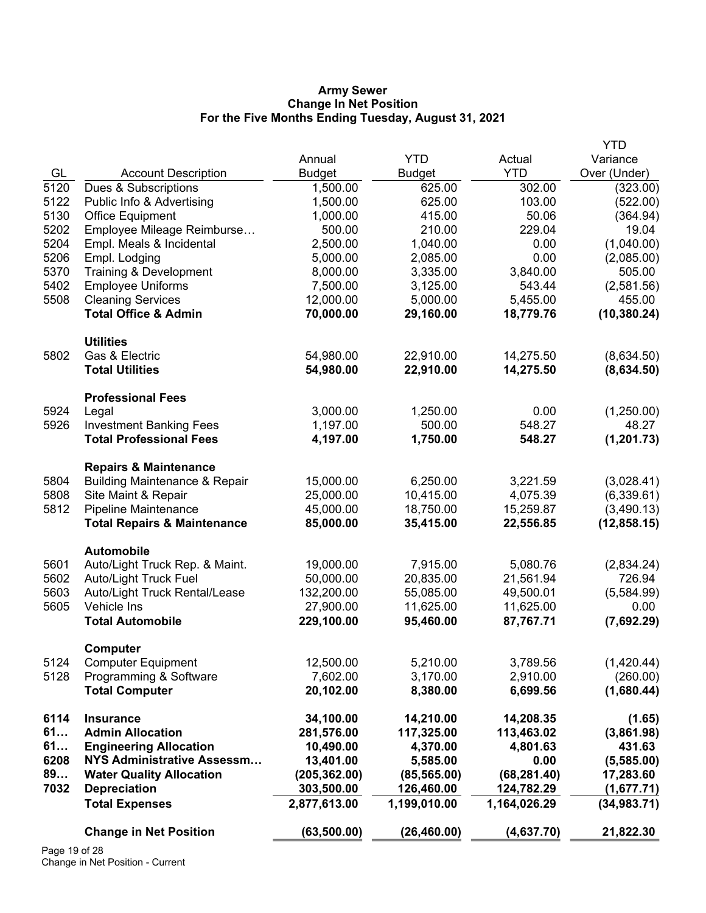# Army Sewer
## Change In Net Position
### For the Five Months Ending Tuesday, August 31, 2021

| GL | Account Description | Annual Budget | YTD Budget | Actual YTD | YTD Variance Over (Under) |
|---|---|---|---|---|---|
| 5120 | Dues & Subscriptions | 1,500.00 | 625.00 | 302.00 | (323.00) |
| 5122 | Public Info & Advertising | 1,500.00 | 625.00 | 103.00 | (522.00) |
| 5130 | Office Equipment | 1,000.00 | 415.00 | 50.06 | (364.94) |
| 5202 | Employee Mileage Reimburse… | 500.00 | 210.00 | 229.04 | 19.04 |
| 5204 | Empl. Meals & Incidental | 2,500.00 | 1,040.00 | 0.00 | (1,040.00) |
| 5206 | Empl. Lodging | 5,000.00 | 2,085.00 | 0.00 | (2,085.00) |
| 5370 | Training & Development | 8,000.00 | 3,335.00 | 3,840.00 | 505.00 |
| 5402 | Employee Uniforms | 7,500.00 | 3,125.00 | 543.44 | (2,581.56) |
| 5508 | Cleaning Services | 12,000.00 | 5,000.00 | 5,455.00 | 455.00 |
| | **Total Office & Admin** | **70,000.00** | **29,160.00** | **18,779.76** | **(10,380.24)** |
| | **Utilities** | | | | |
| 5802 | Gas & Electric | 54,980.00 | 22,910.00 | 14,275.50 | (8,634.50) |
| | **Total Utilities** | **54,980.00** | **22,910.00** | **14,275.50** | **(8,634.50)** |
| | **Professional Fees** | | | | |
| 5924 | Legal | 3,000.00 | 1,250.00 | 0.00 | (1,250.00) |
| 5926 | Investment Banking Fees | 1,197.00 | 500.00 | 548.27 | 48.27 |
| | **Total Professional Fees** | **4,197.00** | **1,750.00** | **548.27** | **(1,201.73)** |
| | **Repairs & Maintenance** | | | | |
| 5804 | Building Maintenance & Repair | 15,000.00 | 6,250.00 | 3,221.59 | (3,028.41) |
| 5808 | Site Maint & Repair | 25,000.00 | 10,415.00 | 4,075.39 | (6,339.61) |
| 5812 | Pipeline Maintenance | 45,000.00 | 18,750.00 | 15,259.87 | (3,490.13) |
| | **Total Repairs & Maintenance** | **85,000.00** | **35,415.00** | **22,556.85** | **(12,858.15)** |
| | **Automobile** | | | | |
| 5601 | Auto/Light Truck Rep. & Maint. | 19,000.00 | 7,915.00 | 5,080.76 | (2,834.24) |
| 5602 | Auto/Light Truck Fuel | 50,000.00 | 20,835.00 | 21,561.94 | 726.94 |
| 5603 | Auto/Light Truck Rental/Lease | 132,200.00 | 55,085.00 | 49,500.01 | (5,584.99) |
| 5605 | Vehicle Ins | 27,900.00 | 11,625.00 | 11,625.00 | 0.00 |
| | **Total Automobile** | **229,100.00** | **95,460.00** | **87,767.71** | **(7,692.29)** |
| | **Computer** | | | | |
| 5124 | Computer Equipment | 12,500.00 | 5,210.00 | 3,789.56 | (1,420.44) |
| 5128 | Programming & Software | 7,602.00 | 3,170.00 | 2,910.00 | (260.00) |
| | **Total Computer** | **20,102.00** | **8,380.00** | **6,699.56** | **(1,680.44)** |
| **6114** | **Insurance** | **34,100.00** | **14,210.00** | **14,208.35** | **(1.65)** |
| **61…** | **Admin Allocation** | **281,576.00** | **117,325.00** | **113,463.02** | **(3,861.98)** |
| **61…** | **Engineering Allocation** | **10,490.00** | **4,370.00** | **4,801.63** | **431.63** |
| **6208** | **NYS Administrative Assessm…** | **13,401.00** | **5,585.00** | **0.00** | **(5,585.00)** |
| **89…** | **Water Quality Allocation** | **(205,362.00)** | **(85,565.00)** | **(68,281.40)** | **17,283.60** |
| **7032** | **Depreciation** | **303,500.00** | **126,460.00** | **124,782.29** | **(1,677.71)** |
| | **Total Expenses** | **2,877,613.00** | **1,199,010.00** | **1,164,026.29** | **(34,983.71)** |
| | **Change in Net Position** | **(63,500.00)** | **(26,460.00)** | **(4,637.70)** | **21,822.30** |

Change in Net Position - Current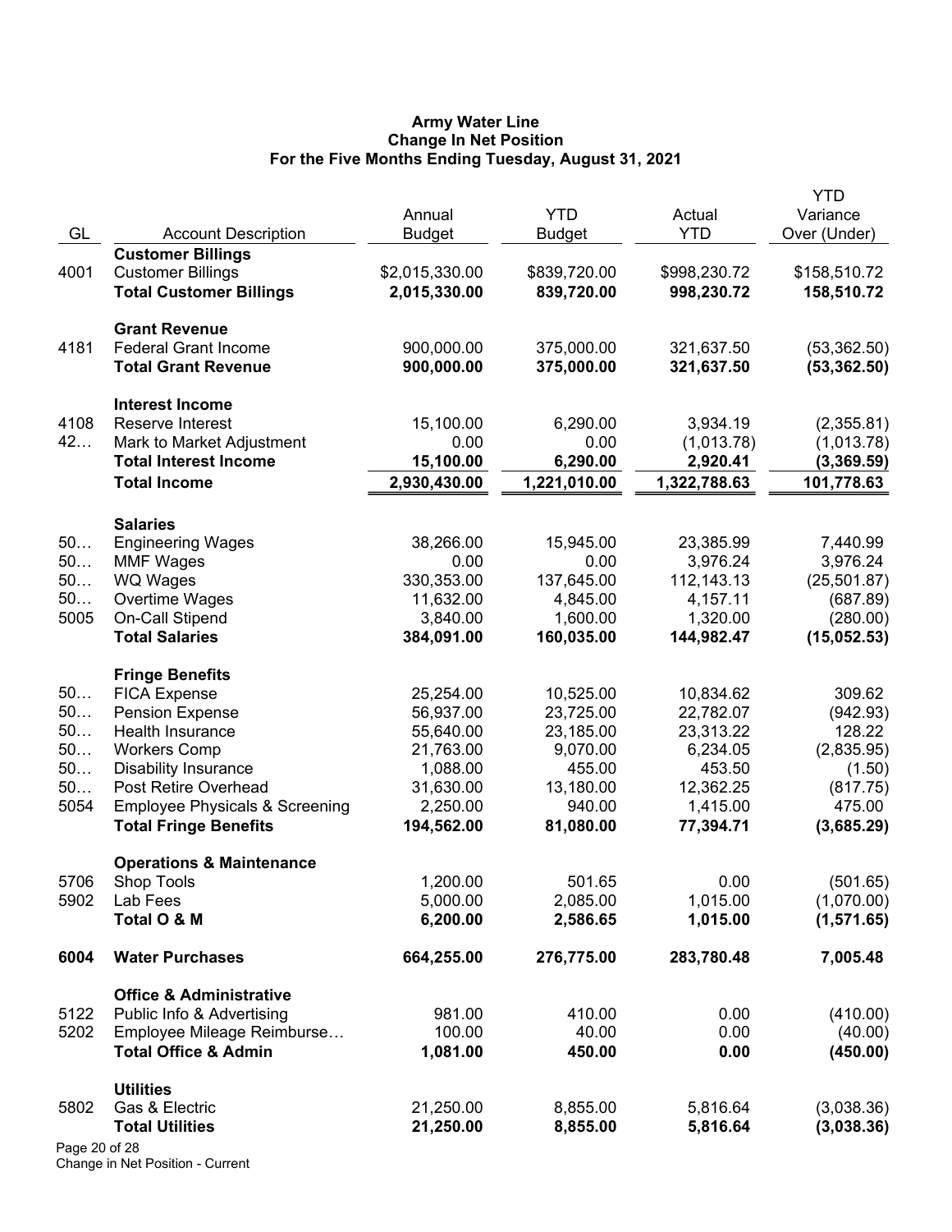**Army Water Line**
**Change In Net Position**
**For the Five Months Ending Tuesday, August 31, 2021**

| GL | Account Description | Annual Budget | YTD Budget | Actual YTD | YTD Variance Over (Under) |
|---|---|---|---|---|---|
| | **Customer Billings** | | | | |
| 4001 | Customer Billings | $2,015,330.00 | $839,720.00 | $998,230.72 | $158,510.72 |
| | **Total Customer Billings** | **2,015,330.00** | **839,720.00** | **998,230.72** | **158,510.72** |
| | **Grant Revenue** | | | | |
| 4181 | Federal Grant Income | 900,000.00 | 375,000.00 | 321,637.50 | (53,362.50) |
| | **Total Grant Revenue** | **900,000.00** | **375,000.00** | **321,637.50** | **(53,362.50)** |
| | **Interest Income** | | | | |
| 4108 | Reserve Interest | 15,100.00 | 6,290.00 | 3,934.19 | (2,355.81) |
| 42… | Mark to Market Adjustment | 0.00 | 0.00 | (1,013.78) | (1,013.78) |
| | **Total Interest Income** | **15,100.00** | **6,290.00** | **2,920.41** | **(3,369.59)** |
| | **Total Income** | **2,930,430.00** | **1,221,010.00** | **1,322,788.63** | **101,778.63** |
| | **Salaries** | | | | |
| 50… | Engineering Wages | 38,266.00 | 15,945.00 | 23,385.99 | 7,440.99 |
| 50… | MMF Wages | 0.00 | 0.00 | 3,976.24 | 3,976.24 |
| 50… | WQ Wages | 330,353.00 | 137,645.00 | 112,143.13 | (25,501.87) |
| 50… | Overtime Wages | 11,632.00 | 4,845.00 | 4,157.11 | (687.89) |
| 5005 | On-Call Stipend | 3,840.00 | 1,600.00 | 1,320.00 | (280.00) |
| | **Total Salaries** | **384,091.00** | **160,035.00** | **144,982.47** | **(15,052.53)** |
| | **Fringe Benefits** | | | | |
| 50… | FICA Expense | 25,254.00 | 10,525.00 | 10,834.62 | 309.62 |
| 50… | Pension Expense | 56,937.00 | 23,725.00 | 22,782.07 | (942.93) |
| 50… | Health Insurance | 55,640.00 | 23,185.00 | 23,313.22 | 128.22 |
| 50… | Workers Comp | 21,763.00 | 9,070.00 | 6,234.05 | (2,835.95) |
| 50… | Disability Insurance | 1,088.00 | 455.00 | 453.50 | (1.50) |
| 50… | Post Retire Overhead | 31,630.00 | 13,180.00 | 12,362.25 | (817.75) |
| 5054 | Employee Physicals & Screening | 2,250.00 | 940.00 | 1,415.00 | 475.00 |
| | **Total Fringe Benefits** | **194,562.00** | **81,080.00** | **77,394.71** | **(3,685.29)** |
| | **Operations & Maintenance** | | | | |
| 5706 | Shop Tools | 1,200.00 | 501.65 | 0.00 | (501.65) |
| 5902 | Lab Fees | 5,000.00 | 2,085.00 | 1,015.00 | (1,070.00) |
| | **Total O & M** | **6,200.00** | **2,586.65** | **1,015.00** | **(1,571.65)** |
| **6004** | **Water Purchases** | **664,255.00** | **276,775.00** | **283,780.48** | **7,005.48** |
| | **Office & Administrative** | | | | |
| 5122 | Public Info & Advertising | 981.00 | 410.00 | 0.00 | (410.00) |
| 5202 | Employee Mileage Reimburse… | 100.00 | 40.00 | 0.00 | (40.00) |
| | **Total Office & Admin** | **1,081.00** | **450.00** | **0.00** | **(450.00)** |
| | **Utilities** | | | | |
| 5802 | Gas & Electric | 21,250.00 | 8,855.00 | 5,816.64 | (3,038.36) |
| | **Total Utilities** | **21,250.00** | **8,855.00** | **5,816.64** | **(3,038.36)** |

Change in Net Position - Current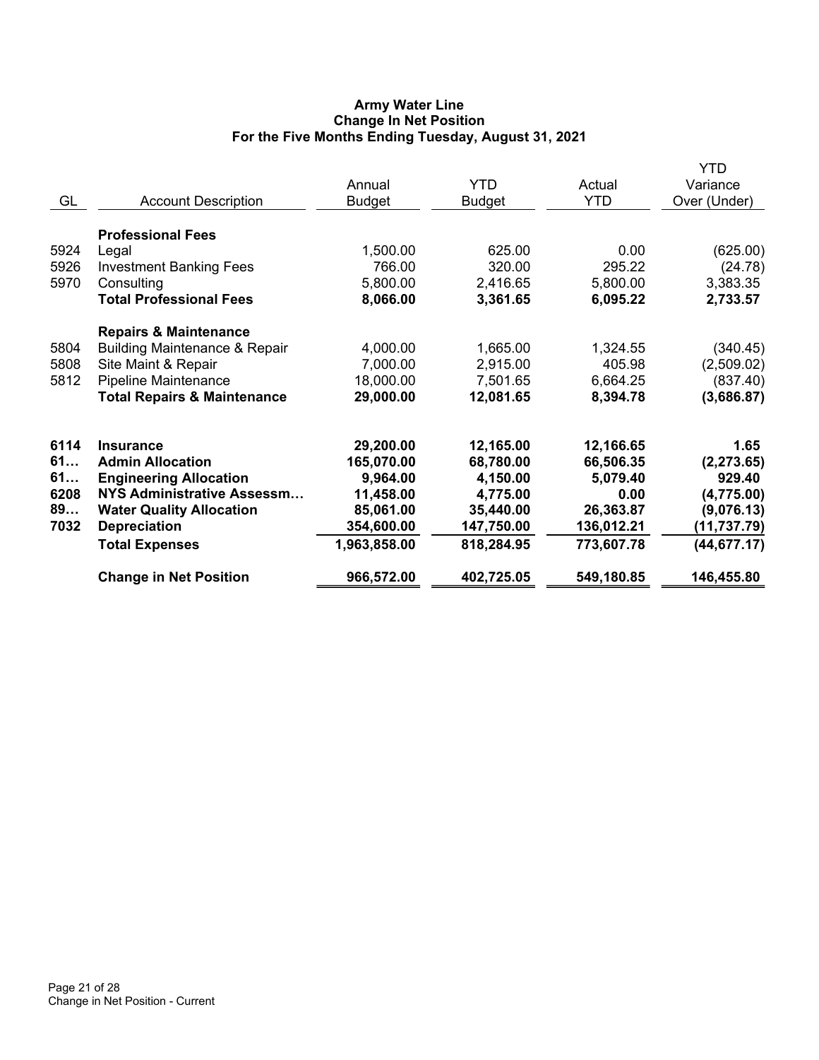# Army Water Line
## Change In Net Position
### For the Five Months Ending Tuesday, August 31, 2021

| GL | Account Description | Annual Budget | YTD Budget | Actual YTD | YTD Variance Over (Under) |
|---|---|---|---|---|---|
| | **Professional Fees** | | | | |
| 5924 | Legal | 1,500.00 | 625.00 | 0.00 | (625.00) |
| 5926 | Investment Banking Fees | 766.00 | 320.00 | 295.22 | (24.78) |
| 5970 | Consulting | 5,800.00 | 2,416.65 | 5,800.00 | 3,383.35 |
| | **Total Professional Fees** | **8,066.00** | **3,361.65** | **6,095.22** | **2,733.57** |
| | **Repairs & Maintenance** | | | | |
| 5804 | Building Maintenance & Repair | 4,000.00 | 1,665.00 | 1,324.55 | (340.45) |
| 5808 | Site Maint & Repair | 7,000.00 | 2,915.00 | 405.98 | (2,509.02) |
| 5812 | Pipeline Maintenance | 18,000.00 | 7,501.65 | 6,664.25 | (837.40) |
| | **Total Repairs & Maintenance** | **29,000.00** | **12,081.65** | **8,394.78** | **(3,686.87)** |
| **6114** | **Insurance** | **29,200.00** | **12,165.00** | **12,166.65** | **1.65** |
| **61…** | **Admin Allocation** | **165,070.00** | **68,780.00** | **66,506.35** | **(2,273.65)** |
| **61…** | **Engineering Allocation** | **9,964.00** | **4,150.00** | **5,079.40** | **929.40** |
| **6208** | **NYS Administrative Assessm…** | **11,458.00** | **4,775.00** | **0.00** | **(4,775.00)** |
| **89…** | **Water Quality Allocation** | **85,061.00** | **35,440.00** | **26,363.87** | **(9,076.13)** |
| **7032** | **Depreciation** | **354,600.00** | **147,750.00** | **136,012.21** | **(11,737.79)** |
| | **Total Expenses** | **1,963,858.00** | **818,284.95** | **773,607.78** | **(44,677.17)** |
| | **Change in Net Position** | **966,572.00** | **402,725.05** | **549,180.85** | **146,455.80** |

Change in Net Position - Current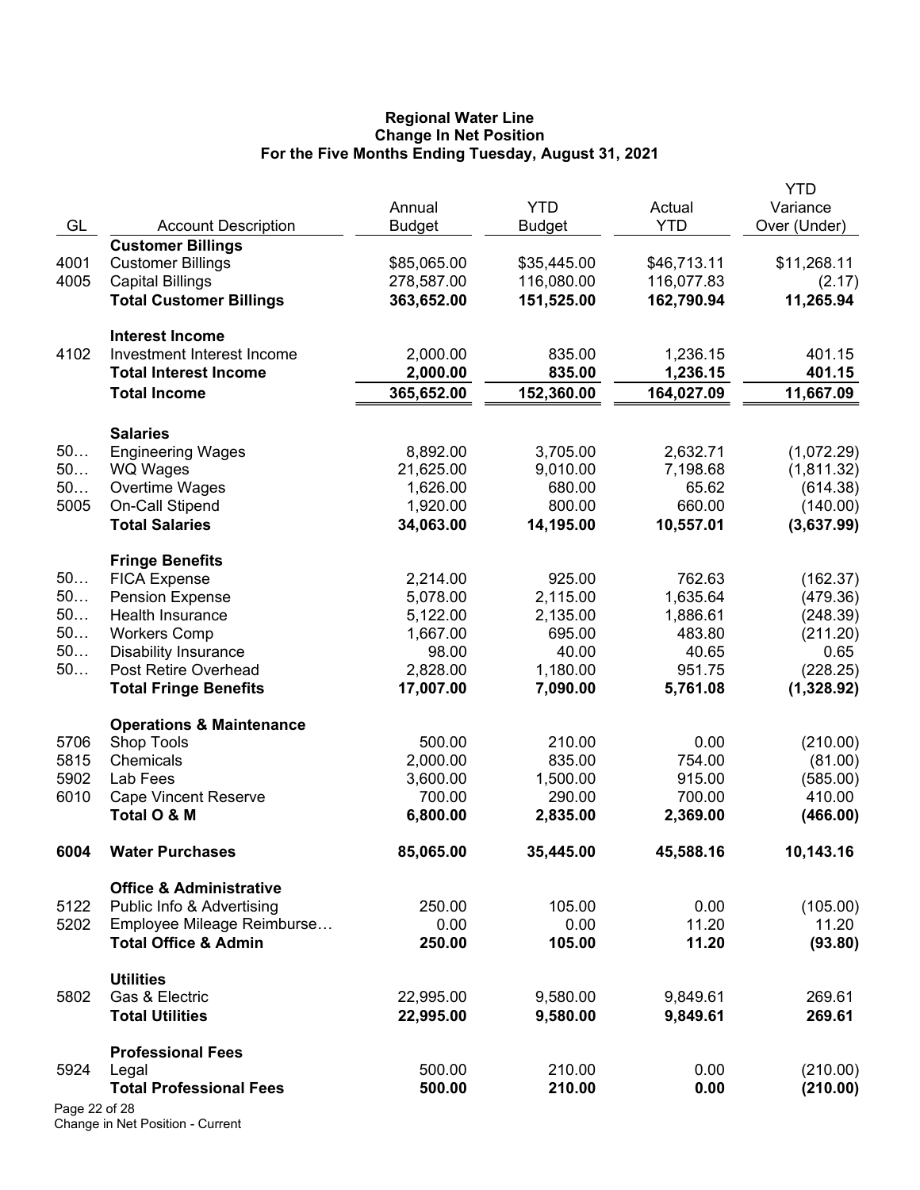**Regional Water Line**
**Change In Net Position**
**For the Five Months Ending Tuesday, August 31, 2021**

| GL | Account Description | Annual Budget | YTD Budget | Actual YTD | YTD Variance Over (Under) |
|---|---|---|---|---|---|
| | **Customer Billings** | | | | |
| 4001 | Customer Billings | $85,065.00 | $35,445.00 | $46,713.11 | $11,268.11 |
| 4005 | Capital Billings | 278,587.00 | 116,080.00 | 116,077.83 | (2.17) |
| | **Total Customer Billings** | **363,652.00** | **151,525.00** | **162,790.94** | **11,265.94** |
| | **Interest Income** | | | | |
| 4102 | Investment Interest Income | 2,000.00 | 835.00 | 1,236.15 | 401.15 |
| | **Total Interest Income** | **2,000.00** | **835.00** | **1,236.15** | **401.15** |
| | **Total Income** | **365,652.00** | **152,360.00** | **164,027.09** | **11,667.09** |
| | **Salaries** | | | | |
| 50… | Engineering Wages | 8,892.00 | 3,705.00 | 2,632.71 | (1,072.29) |
| 50… | WQ Wages | 21,625.00 | 9,010.00 | 7,198.68 | (1,811.32) |
| 50… | Overtime Wages | 1,626.00 | 680.00 | 65.62 | (614.38) |
| 5005 | On-Call Stipend | 1,920.00 | 800.00 | 660.00 | (140.00) |
| | **Total Salaries** | **34,063.00** | **14,195.00** | **10,557.01** | **(3,637.99)** |
| | **Fringe Benefits** | | | | |
| 50… | FICA Expense | 2,214.00 | 925.00 | 762.63 | (162.37) |
| 50… | Pension Expense | 5,078.00 | 2,115.00 | 1,635.64 | (479.36) |
| 50… | Health Insurance | 5,122.00 | 2,135.00 | 1,886.61 | (248.39) |
| 50… | Workers Comp | 1,667.00 | 695.00 | 483.80 | (211.20) |
| 50… | Disability Insurance | 98.00 | 40.00 | 40.65 | 0.65 |
| 50… | Post Retire Overhead | 2,828.00 | 1,180.00 | 951.75 | (228.25) |
| | **Total Fringe Benefits** | **17,007.00** | **7,090.00** | **5,761.08** | **(1,328.92)** |
| | **Operations & Maintenance** | | | | |
| 5706 | Shop Tools | 500.00 | 210.00 | 0.00 | (210.00) |
| 5815 | Chemicals | 2,000.00 | 835.00 | 754.00 | (81.00) |
| 5902 | Lab Fees | 3,600.00 | 1,500.00 | 915.00 | (585.00) |
| 6010 | Cape Vincent Reserve | 700.00 | 290.00 | 700.00 | 410.00 |
| | **Total O & M** | **6,800.00** | **2,835.00** | **2,369.00** | **(466.00)** |
| **6004** | **Water Purchases** | **85,065.00** | **35,445.00** | **45,588.16** | **10,143.16** |
| | **Office & Administrative** | | | | |
| 5122 | Public Info & Advertising | 250.00 | 105.00 | 0.00 | (105.00) |
| 5202 | Employee Mileage Reimburse… | 0.00 | 0.00 | 11.20 | 11.20 |
| | **Total Office & Admin** | **250.00** | **105.00** | **11.20** | **(93.80)** |
| | **Utilities** | | | | |
| 5802 | Gas & Electric | 22,995.00 | 9,580.00 | 9,849.61 | 269.61 |
| | **Total Utilities** | **22,995.00** | **9,580.00** | **9,849.61** | **269.61** |
| | **Professional Fees** | | | | |
| 5924 | Legal | 500.00 | 210.00 | 0.00 | (210.00) |
| | **Total Professional Fees** | **500.00** | **210.00** | **0.00** | **(210.00)** |

Change in Net Position - Current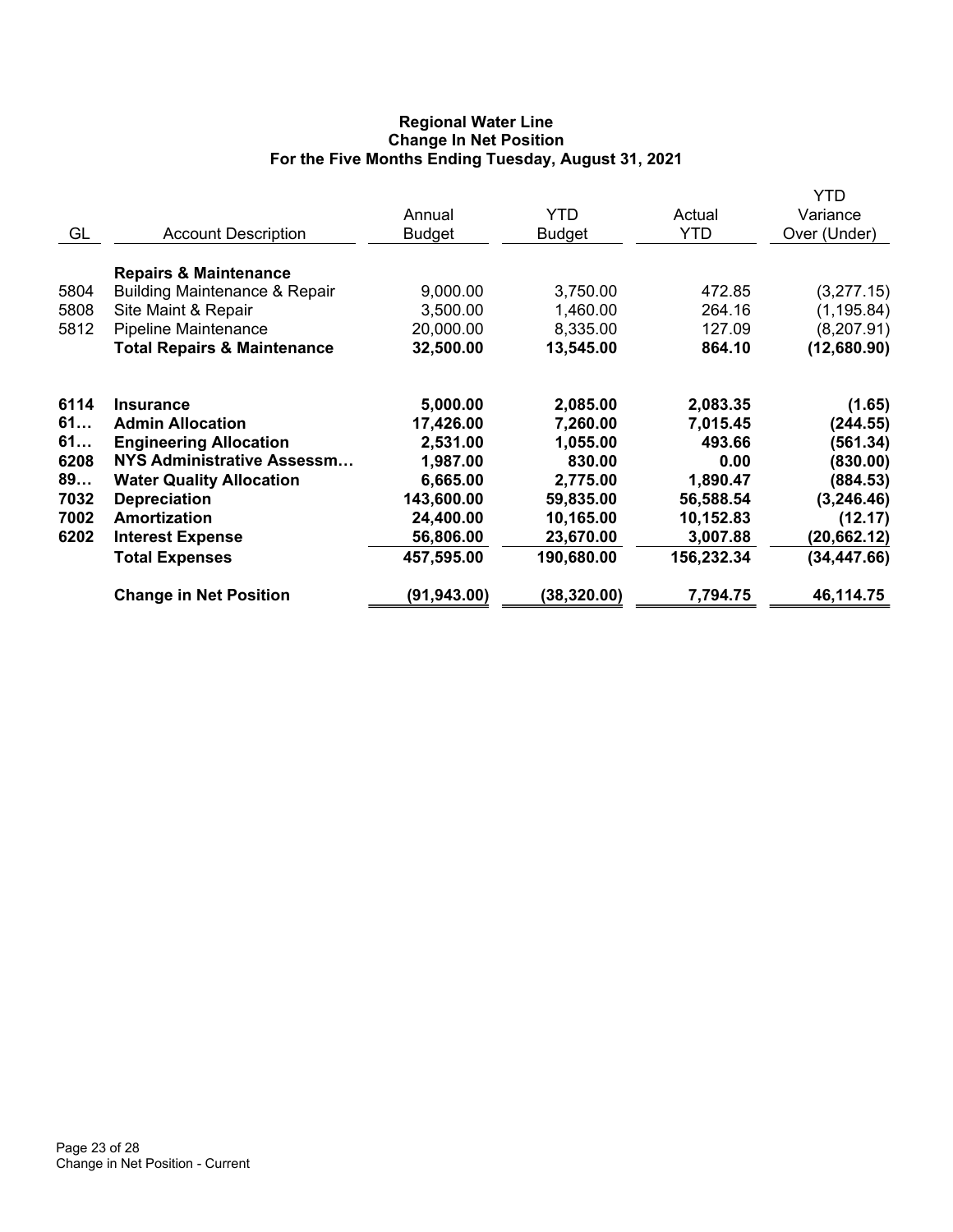**Regional Water Line**
**Change In Net Position**
**For the Five Months Ending Tuesday, August 31, 2021**

| GL | Account Description | Annual Budget | YTD Budget | Actual YTD | YTD Variance Over (Under) |
|---|---|---|---|---|---|
| | **Repairs & Maintenance** | | | | |
| 5804 | Building Maintenance & Repair | 9,000.00 | 3,750.00 | 472.85 | (3,277.15) |
| 5808 | Site Maint & Repair | 3,500.00 | 1,460.00 | 264.16 | (1,195.84) |
| 5812 | Pipeline Maintenance | 20,000.00 | 8,335.00 | 127.09 | (8,207.91) |
| | **Total Repairs & Maintenance** | **32,500.00** | **13,545.00** | **864.10** | **(12,680.90)** |
| **6114** | **Insurance** | **5,000.00** | **2,085.00** | **2,083.35** | **(1.65)** |
| **61…** | **Admin Allocation** | **17,426.00** | **7,260.00** | **7,015.45** | **(244.55)** |
| **61…** | **Engineering Allocation** | **2,531.00** | **1,055.00** | **493.66** | **(561.34)** |
| **6208** | **NYS Administrative Assessm…** | **1,987.00** | **830.00** | **0.00** | **(830.00)** |
| **89…** | **Water Quality Allocation** | **6,665.00** | **2,775.00** | **1,890.47** | **(884.53)** |
| **7032** | **Depreciation** | **143,600.00** | **59,835.00** | **56,588.54** | **(3,246.46)** |
| **7002** | **Amortization** | **24,400.00** | **10,165.00** | **10,152.83** | **(12.17)** |
| **6202** | **Interest Expense** | **56,806.00** | **23,670.00** | **3,007.88** | **(20,662.12)** |
| | **Total Expenses** | **457,595.00** | **190,680.00** | **156,232.34** | **(34,447.66)** |
| | **Change in Net Position** | **(91,943.00)** | **(38,320.00)** | **7,794.75** | **46,114.75** |

Change in Net Position - Current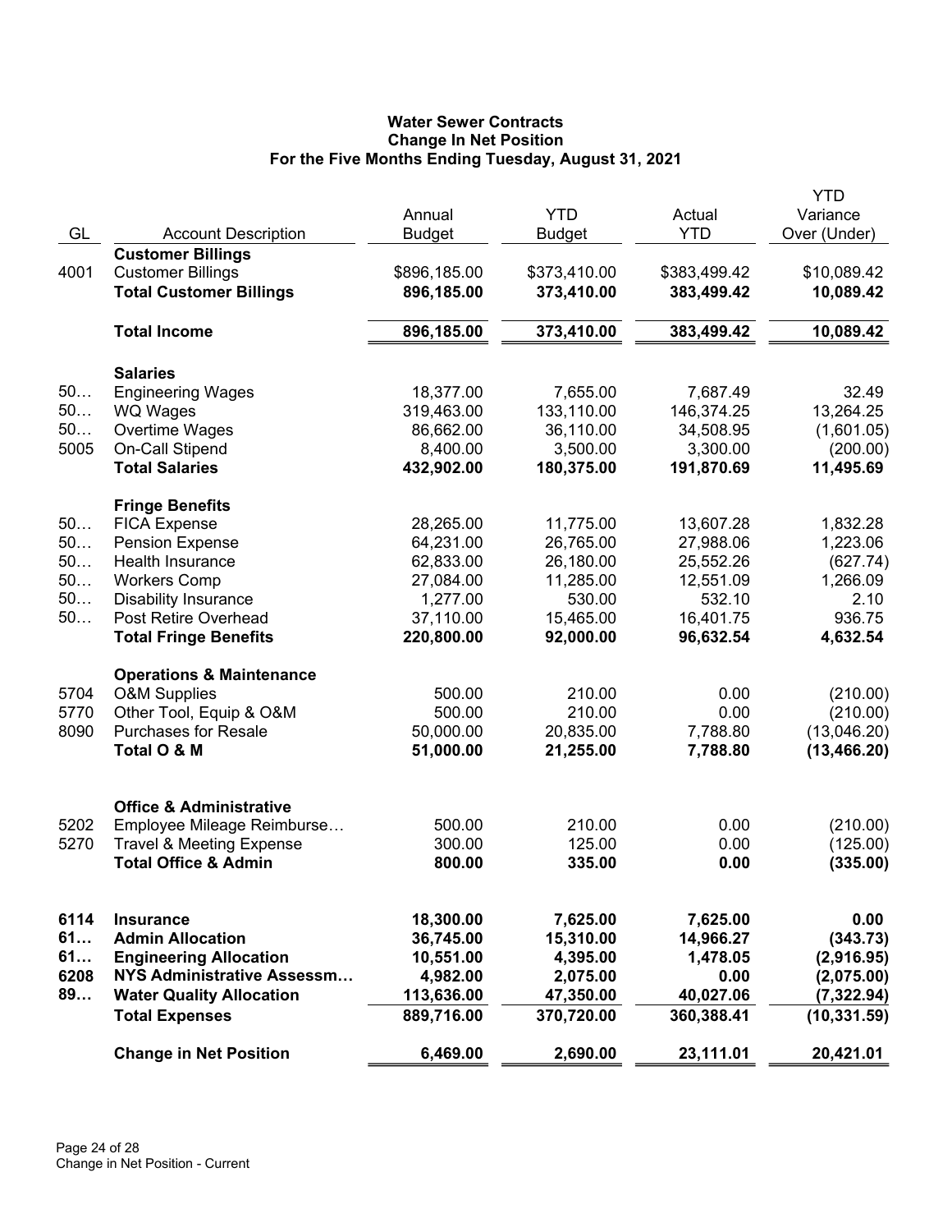# Water Sewer Contracts
## Change In Net Position
### For the Five Months Ending Tuesday, August 31, 2021

| GL | Account Description | Annual Budget | YTD Budget | Actual YTD | YTD Variance Over (Under) |
|---|---|---|---|---|---|
| | **Customer Billings** | | | | |
| 4001 | Customer Billings | $896,185.00 | $373,410.00 | $383,499.42 | $10,089.42 |
| | **Total Customer Billings** | **896,185.00** | **373,410.00** | **383,499.42** | **10,089.42** |
| | **Total Income** | **896,185.00** | **373,410.00** | **383,499.42** | **10,089.42** |
| | **Salaries** | | | | |
| 50… | Engineering Wages | 18,377.00 | 7,655.00 | 7,687.49 | 32.49 |
| 50… | WQ Wages | 319,463.00 | 133,110.00 | 146,374.25 | 13,264.25 |
| 50… | Overtime Wages | 86,662.00 | 36,110.00 | 34,508.95 | (1,601.05) |
| 5005 | On-Call Stipend | 8,400.00 | 3,500.00 | 3,300.00 | (200.00) |
| | **Total Salaries** | **432,902.00** | **180,375.00** | **191,870.69** | **11,495.69** |
| | **Fringe Benefits** | | | | |
| 50… | FICA Expense | 28,265.00 | 11,775.00 | 13,607.28 | 1,832.28 |
| 50… | Pension Expense | 64,231.00 | 26,765.00 | 27,988.06 | 1,223.06 |
| 50… | Health Insurance | 62,833.00 | 26,180.00 | 25,552.26 | (627.74) |
| 50… | Workers Comp | 27,084.00 | 11,285.00 | 12,551.09 | 1,266.09 |
| 50… | Disability Insurance | 1,277.00 | 530.00 | 532.10 | 2.10 |
| 50… | Post Retire Overhead | 37,110.00 | 15,465.00 | 16,401.75 | 936.75 |
| | **Total Fringe Benefits** | **220,800.00** | **92,000.00** | **96,632.54** | **4,632.54** |
| | **Operations & Maintenance** | | | | |
| 5704 | O&M Supplies | 500.00 | 210.00 | 0.00 | (210.00) |
| 5770 | Other Tool, Equip & O&M | 500.00 | 210.00 | 0.00 | (210.00) |
| 8090 | Purchases for Resale | 50,000.00 | 20,835.00 | 7,788.80 | (13,046.20) |
| | **Total O & M** | **51,000.00** | **21,255.00** | **7,788.80** | **(13,466.20)** |
| | **Office & Administrative** | | | | |
| 5202 | Employee Mileage Reimburse… | 500.00 | 210.00 | 0.00 | (210.00) |
| 5270 | Travel & Meeting Expense | 300.00 | 125.00 | 0.00 | (125.00) |
| | **Total Office & Admin** | **800.00** | **335.00** | **0.00** | **(335.00)** |
| **6114** | **Insurance** | **18,300.00** | **7,625.00** | **7,625.00** | **0.00** |
| **61…** | **Admin Allocation** | **36,745.00** | **15,310.00** | **14,966.27** | **(343.73)** |
| **61…** | **Engineering Allocation** | **10,551.00** | **4,395.00** | **1,478.05** | **(2,916.95)** |
| **6208** | **NYS Administrative Assessm…** | **4,982.00** | **2,075.00** | **0.00** | **(2,075.00)** |
| **89…** | **Water Quality Allocation** | **113,636.00** | **47,350.00** | **40,027.06** | **(7,322.94)** |
| | **Total Expenses** | **889,716.00** | **370,720.00** | **360,388.41** | **(10,331.59)** |
| | **Change in Net Position** | **6,469.00** | **2,690.00** | **23,111.01** | **20,421.01** |

Change in Net Position - Current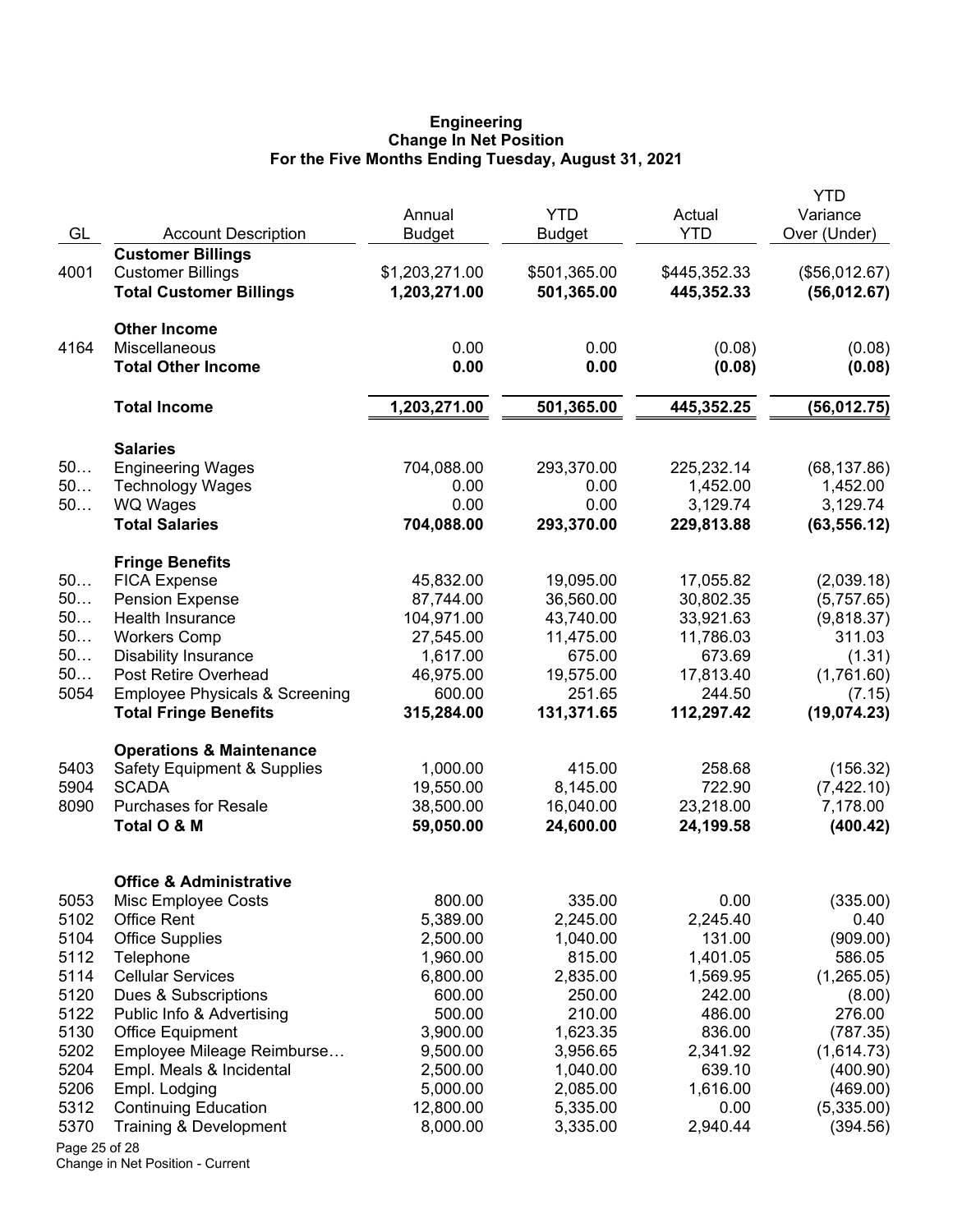# Engineering
## Change In Net Position
### For the Five Months Ending Tuesday, August 31, 2021

| GL | Account Description | Annual Budget | YTD Budget | Actual YTD | YTD Variance Over (Under) |
|---|---|---|---|---|---|
| | **Customer Billings** | | | | |
| 4001 | Customer Billings | $1,203,271.00 | $501,365.00 | $445,352.33 | ($56,012.67) |
| | **Total Customer Billings** | **1,203,271.00** | **501,365.00** | **445,352.33** | **(56,012.67)** |
| | **Other Income** | | | | |
| 4164 | Miscellaneous | 0.00 | 0.00 | (0.08) | (0.08) |
| | **Total Other Income** | **0.00** | **0.00** | **(0.08)** | **(0.08)** |
| | **Total Income** | **1,203,271.00** | **501,365.00** | **445,352.25** | **(56,012.75)** |
| | **Salaries** | | | | |
| 50… | Engineering Wages | 704,088.00 | 293,370.00 | 225,232.14 | (68,137.86) |
| 50… | Technology Wages | 0.00 | 0.00 | 1,452.00 | 1,452.00 |
| 50… | WQ Wages | 0.00 | 0.00 | 3,129.74 | 3,129.74 |
| | **Total Salaries** | **704,088.00** | **293,370.00** | **229,813.88** | **(63,556.12)** |
| | **Fringe Benefits** | | | | |
| 50… | FICA Expense | 45,832.00 | 19,095.00 | 17,055.82 | (2,039.18) |
| 50… | Pension Expense | 87,744.00 | 36,560.00 | 30,802.35 | (5,757.65) |
| 50… | Health Insurance | 104,971.00 | 43,740.00 | 33,921.63 | (9,818.37) |
| 50… | Workers Comp | 27,545.00 | 11,475.00 | 11,786.03 | 311.03 |
| 50… | Disability Insurance | 1,617.00 | 675.00 | 673.69 | (1.31) |
| 50… | Post Retire Overhead | 46,975.00 | 19,575.00 | 17,813.40 | (1,761.60) |
| 5054 | Employee Physicals & Screening | 600.00 | 251.65 | 244.50 | (7.15) |
| | **Total Fringe Benefits** | **315,284.00** | **131,371.65** | **112,297.42** | **(19,074.23)** |
| | **Operations & Maintenance** | | | | |
| 5403 | Safety Equipment & Supplies | 1,000.00 | 415.00 | 258.68 | (156.32) |
| 5904 | SCADA | 19,550.00 | 8,145.00 | 722.90 | (7,422.10) |
| 8090 | Purchases for Resale | 38,500.00 | 16,040.00 | 23,218.00 | 7,178.00 |
| | **Total O & M** | **59,050.00** | **24,600.00** | **24,199.58** | **(400.42)** |
| | **Office & Administrative** | | | | |
| 5053 | Misc Employee Costs | 800.00 | 335.00 | 0.00 | (335.00) |
| 5102 | Office Rent | 5,389.00 | 2,245.00 | 2,245.40 | 0.40 |
| 5104 | Office Supplies | 2,500.00 | 1,040.00 | 131.00 | (909.00) |
| 5112 | Telephone | 1,960.00 | 815.00 | 1,401.05 | 586.05 |
| 5114 | Cellular Services | 6,800.00 | 2,835.00 | 1,569.95 | (1,265.05) |
| 5120 | Dues & Subscriptions | 600.00 | 250.00 | 242.00 | (8.00) |
| 5122 | Public Info & Advertising | 500.00 | 210.00 | 486.00 | 276.00 |
| 5130 | Office Equipment | 3,900.00 | 1,623.35 | 836.00 | (787.35) |
| 5202 | Employee Mileage Reimburse… | 9,500.00 | 3,956.65 | 2,341.92 | (1,614.73) |
| 5204 | Empl. Meals & Incidental | 2,500.00 | 1,040.00 | 639.10 | (400.90) |
| 5206 | Empl. Lodging | 5,000.00 | 2,085.00 | 1,616.00 | (469.00) |
| 5312 | Continuing Education | 12,800.00 | 5,335.00 | 0.00 | (5,335.00) |
| 5370 | Training & Development | 8,000.00 | 3,335.00 | 2,940.44 | (394.56) |

Change in Net Position - Current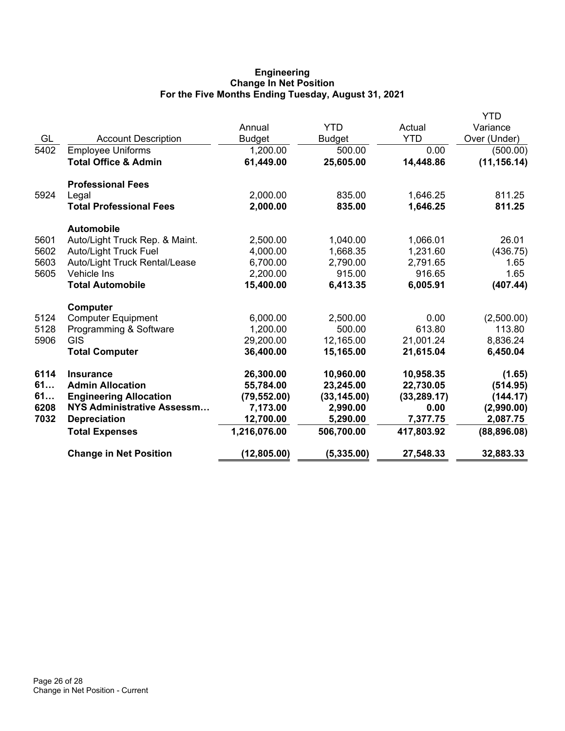**Engineering**
**Change In Net Position**
**For the Five Months Ending Tuesday, August 31, 2021**

| GL | Account Description | Annual Budget | YTD Budget | Actual YTD | YTD Variance Over (Under) |
|---|---|---|---|---|---|
| 5402 | Employee Uniforms | 1,200.00 | 500.00 | 0.00 | (500.00) |
| | **Total Office & Admin** | **61,449.00** | **25,605.00** | **14,448.86** | **(11,156.14)** |
| | **Professional Fees** | | | | |
| 5924 | Legal | 2,000.00 | 835.00 | 1,646.25 | 811.25 |
| | **Total Professional Fees** | **2,000.00** | **835.00** | **1,646.25** | **811.25** |
| | **Automobile** | | | | |
| 5601 | Auto/Light Truck Rep. & Maint. | 2,500.00 | 1,040.00 | 1,066.01 | 26.01 |
| 5602 | Auto/Light Truck Fuel | 4,000.00 | 1,668.35 | 1,231.60 | (436.75) |
| 5603 | Auto/Light Truck Rental/Lease | 6,700.00 | 2,790.00 | 2,791.65 | 1.65 |
| 5605 | Vehicle Ins | 2,200.00 | 915.00 | 916.65 | 1.65 |
| | **Total Automobile** | **15,400.00** | **6,413.35** | **6,005.91** | **(407.44)** |
| | **Computer** | | | | |
| 5124 | Computer Equipment | 6,000.00 | 2,500.00 | 0.00 | (2,500.00) |
| 5128 | Programming & Software | 1,200.00 | 500.00 | 613.80 | 113.80 |
| 5906 | GIS | 29,200.00 | 12,165.00 | 21,001.24 | 8,836.24 |
| | **Total Computer** | **36,400.00** | **15,165.00** | **21,615.04** | **6,450.04** |
| **6114** | **Insurance** | **26,300.00** | **10,960.00** | **10,958.35** | **(1.65)** |
| **61…** | **Admin Allocation** | **55,784.00** | **23,245.00** | **22,730.05** | **(514.95)** |
| **61…** | **Engineering Allocation** | **(79,552.00)** | **(33,145.00)** | **(33,289.17)** | **(144.17)** |
| **6208** | **NYS Administrative Assessm…** | **7,173.00** | **2,990.00** | **0.00** | **(2,990.00)** |
| **7032** | **Depreciation** | **12,700.00** | **5,290.00** | **7,377.75** | **2,087.75** |
| | **Total Expenses** | **1,216,076.00** | **506,700.00** | **417,803.92** | **(88,896.08)** |
| | **Change in Net Position** | **(12,805.00)** | **(5,335.00)** | **27,548.33** | **32,883.33** |

Change in Net Position - Current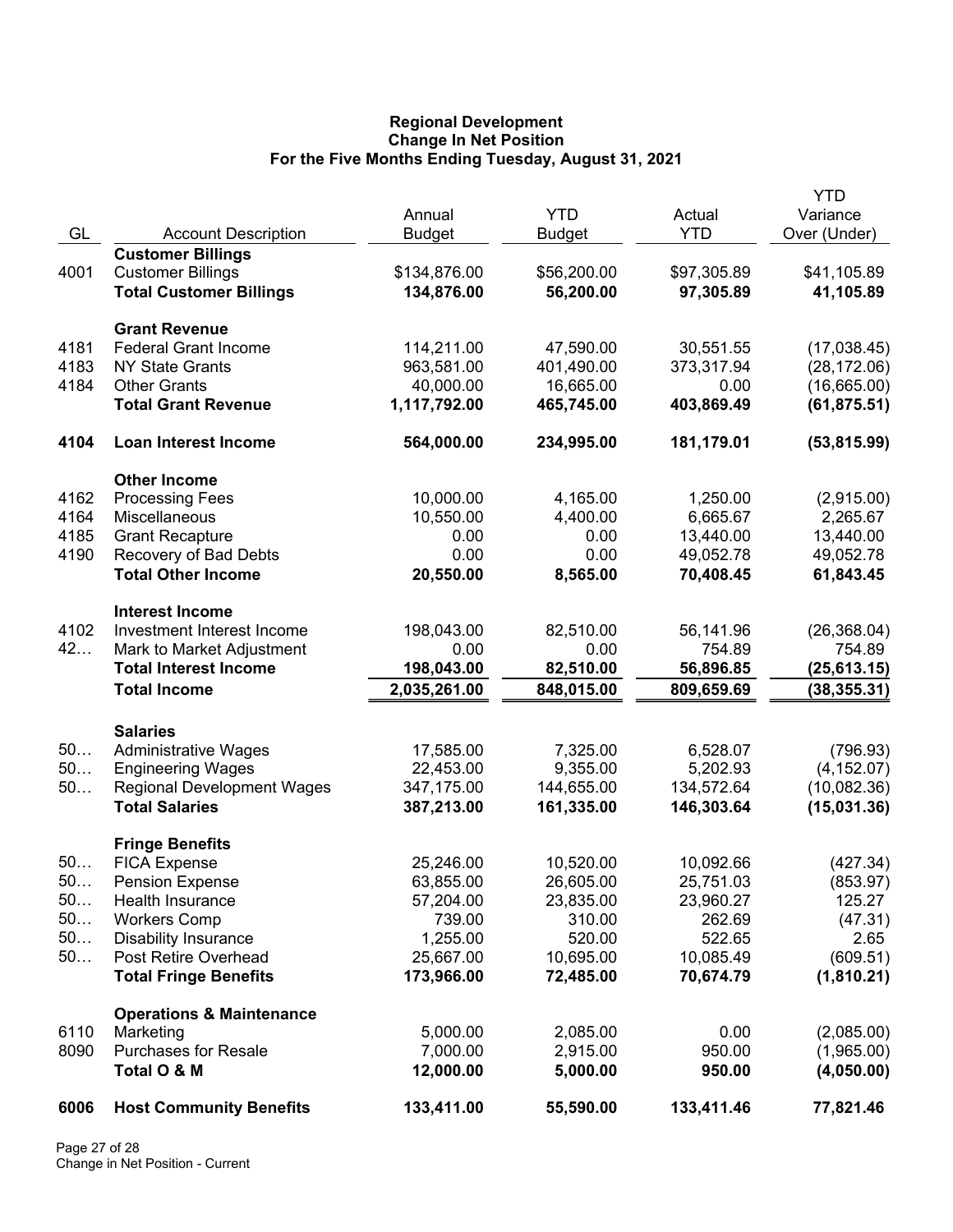**Regional Development**
**Change In Net Position**
**For the Five Months Ending Tuesday, August 31, 2021**

| GL | Account Description | Annual Budget | YTD Budget | Actual YTD | YTD Variance Over (Under) |
|---|---|---|---|---|---|
| | **Customer Billings** | | | | |
| 4001 | Customer Billings | $134,876.00 | $56,200.00 | $97,305.89 | $41,105.89 |
| | **Total Customer Billings** | **134,876.00** | **56,200.00** | **97,305.89** | **41,105.89** |
| | **Grant Revenue** | | | | |
| 4181 | Federal Grant Income | 114,211.00 | 47,590.00 | 30,551.55 | (17,038.45) |
| 4183 | NY State Grants | 963,581.00 | 401,490.00 | 373,317.94 | (28,172.06) |
| 4184 | Other Grants | 40,000.00 | 16,665.00 | 0.00 | (16,665.00) |
| | **Total Grant Revenue** | **1,117,792.00** | **465,745.00** | **403,869.49** | **(61,875.51)** |
| **4104** | **Loan Interest Income** | **564,000.00** | **234,995.00** | **181,179.01** | **(53,815.99)** |
| | **Other Income** | | | | |
| 4162 | Processing Fees | 10,000.00 | 4,165.00 | 1,250.00 | (2,915.00) |
| 4164 | Miscellaneous | 10,550.00 | 4,400.00 | 6,665.67 | 2,265.67 |
| 4185 | Grant Recapture | 0.00 | 0.00 | 13,440.00 | 13,440.00 |
| 4190 | Recovery of Bad Debts | 0.00 | 0.00 | 49,052.78 | 49,052.78 |
| | **Total Other Income** | **20,550.00** | **8,565.00** | **70,408.45** | **61,843.45** |
| | **Interest Income** | | | | |
| 4102 | Investment Interest Income | 198,043.00 | 82,510.00 | 56,141.96 | (26,368.04) |
| 42… | Mark to Market Adjustment | 0.00 | 0.00 | 754.89 | 754.89 |
| | **Total Interest Income** | **198,043.00** | **82,510.00** | **56,896.85** | **(25,613.15)** |
| | **Total Income** | **2,035,261.00** | **848,015.00** | **809,659.69** | **(38,355.31)** |
| | **Salaries** | | | | |
| 50… | Administrative Wages | 17,585.00 | 7,325.00 | 6,528.07 | (796.93) |
| 50… | Engineering Wages | 22,453.00 | 9,355.00 | 5,202.93 | (4,152.07) |
| 50… | Regional Development Wages | 347,175.00 | 144,655.00 | 134,572.64 | (10,082.36) |
| | **Total Salaries** | **387,213.00** | **161,335.00** | **146,303.64** | **(15,031.36)** |
| | **Fringe Benefits** | | | | |
| 50… | FICA Expense | 25,246.00 | 10,520.00 | 10,092.66 | (427.34) |
| 50… | Pension Expense | 63,855.00 | 26,605.00 | 25,751.03 | (853.97) |
| 50… | Health Insurance | 57,204.00 | 23,835.00 | 23,960.27 | 125.27 |
| 50… | Workers Comp | 739.00 | 310.00 | 262.69 | (47.31) |
| 50… | Disability Insurance | 1,255.00 | 520.00 | 522.65 | 2.65 |
| 50… | Post Retire Overhead | 25,667.00 | 10,695.00 | 10,085.49 | (609.51) |
| | **Total Fringe Benefits** | **173,966.00** | **72,485.00** | **70,674.79** | **(1,810.21)** |
| | **Operations & Maintenance** | | | | |
| 6110 | Marketing | 5,000.00 | 2,085.00 | 0.00 | (2,085.00) |
| 8090 | Purchases for Resale | 7,000.00 | 2,915.00 | 950.00 | (1,965.00) |
| | **Total O & M** | **12,000.00** | **5,000.00** | **950.00** | **(4,050.00)** |
| **6006** | **Host Community Benefits** | **133,411.00** | **55,590.00** | **133,411.46** | **77,821.46** |

Change in Net Position - Current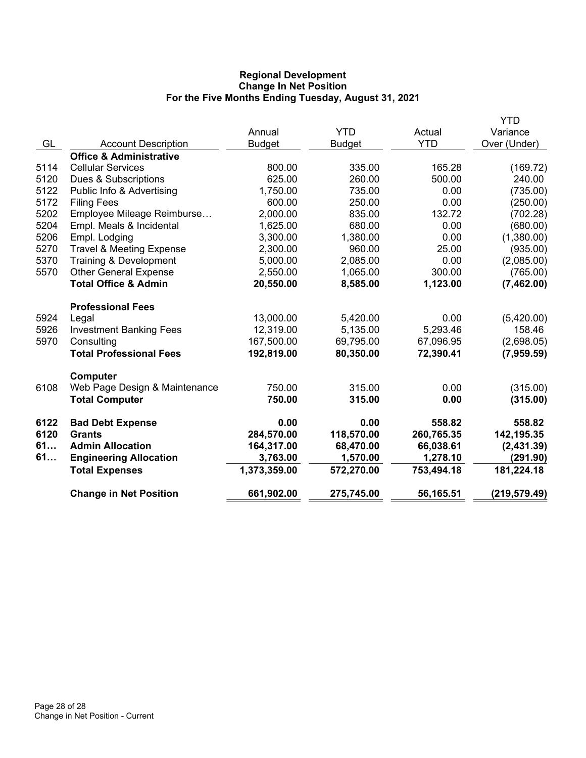**Regional Development**
**Change In Net Position**
**For the Five Months Ending Tuesday, August 31, 2021**

| GL | Account Description | Annual Budget | YTD Budget | Actual YTD | YTD Variance Over (Under) |
|---|---|---|---|---|---|
| | **Office & Administrative** | | | | |
| 5114 | Cellular Services | 800.00 | 335.00 | 165.28 | (169.72) |
| 5120 | Dues & Subscriptions | 625.00 | 260.00 | 500.00 | 240.00 |
| 5122 | Public Info & Advertising | 1,750.00 | 735.00 | 0.00 | (735.00) |
| 5172 | Filing Fees | 600.00 | 250.00 | 0.00 | (250.00) |
| 5202 | Employee Mileage Reimburse… | 2,000.00 | 835.00 | 132.72 | (702.28) |
| 5204 | Empl. Meals & Incidental | 1,625.00 | 680.00 | 0.00 | (680.00) |
| 5206 | Empl. Lodging | 3,300.00 | 1,380.00 | 0.00 | (1,380.00) |
| 5270 | Travel & Meeting Expense | 2,300.00 | 960.00 | 25.00 | (935.00) |
| 5370 | Training & Development | 5,000.00 | 2,085.00 | 0.00 | (2,085.00) |
| 5570 | Other General Expense | 2,550.00 | 1,065.00 | 300.00 | (765.00) |
| | **Total Office & Admin** | **20,550.00** | **8,585.00** | **1,123.00** | **(7,462.00)** |
| | **Professional Fees** | | | | |
| 5924 | Legal | 13,000.00 | 5,420.00 | 0.00 | (5,420.00) |
| 5926 | Investment Banking Fees | 12,319.00 | 5,135.00 | 5,293.46 | 158.46 |
| 5970 | Consulting | 167,500.00 | 69,795.00 | 67,096.95 | (2,698.05) |
| | **Total Professional Fees** | **192,819.00** | **80,350.00** | **72,390.41** | **(7,959.59)** |
| | **Computer** | | | | |
| 6108 | Web Page Design & Maintenance | 750.00 | 315.00 | 0.00 | (315.00) |
| | **Total Computer** | **750.00** | **315.00** | **0.00** | **(315.00)** |
| **6122** | **Bad Debt Expense** | **0.00** | **0.00** | **558.82** | **558.82** |
| **6120** | **Grants** | **284,570.00** | **118,570.00** | **260,765.35** | **142,195.35** |
| **61…** | **Admin Allocation** | **164,317.00** | **68,470.00** | **66,038.61** | **(2,431.39)** |
| **61…** | **Engineering Allocation** | **3,763.00** | **1,570.00** | **1,278.10** | **(291.90)** |
| | **Total Expenses** | **1,373,359.00** | **572,270.00** | **753,494.18** | **181,224.18** |
| | **Change in Net Position** | **661,902.00** | **275,745.00** | **56,165.51** | **(219,579.49)** |

Change in Net Position - Current